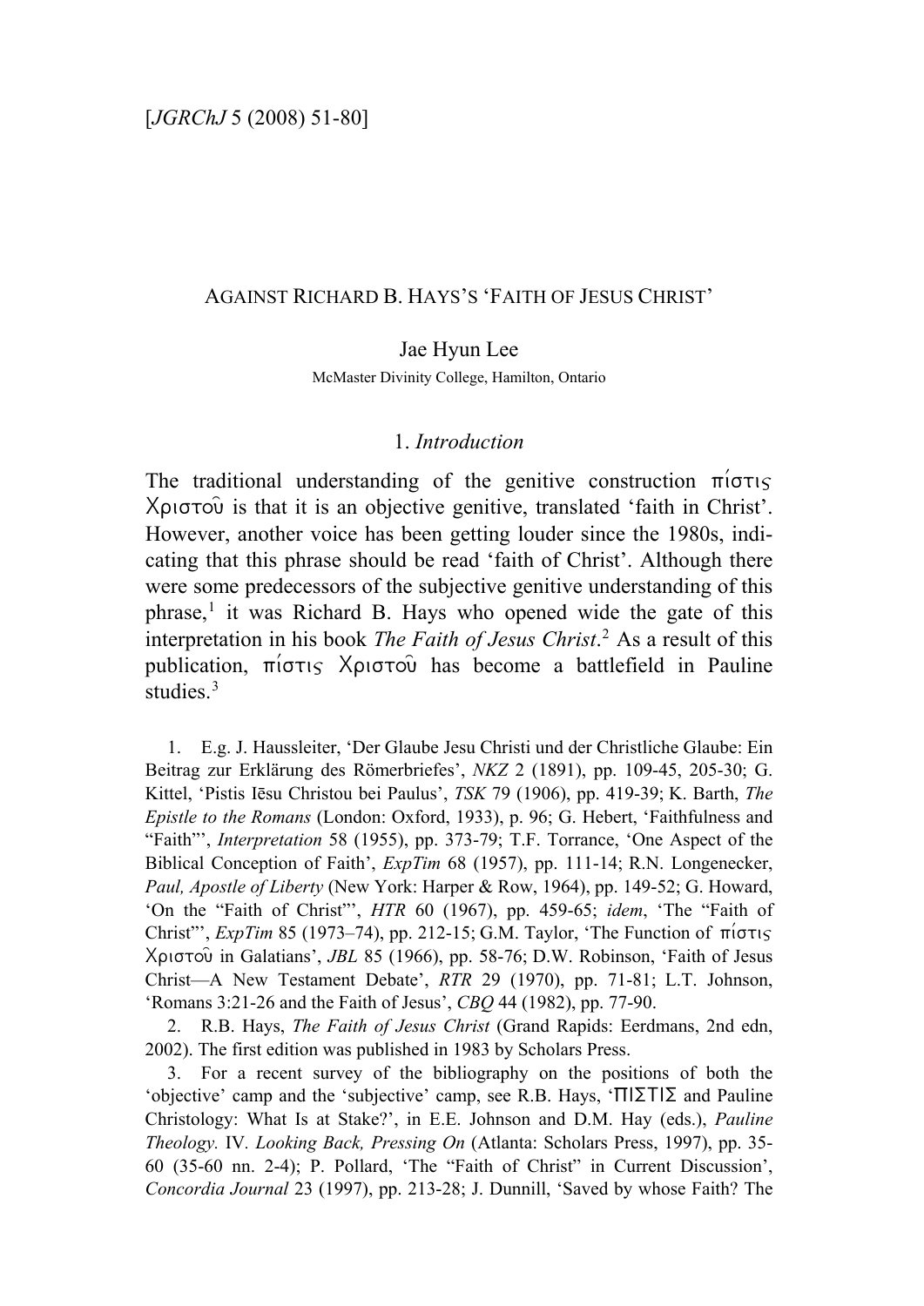# AGAINST RICHARD B. HAYS'S 'FAITH OF JESUS CHRIST'

Jae Hyun Lee

McMaster Divinity College, Hamilton, Ontario

## 1. *Introduction*

The traditional understanding of the genitive construction πίστις Χριστοῦ is that it is an objective genitive, translated 'faith in Christ'. However, another voice has been getting louder since the 1980s, indicating that this phrase should be read 'faith of Christ'. Although there were some predecessors of the subjective genitive understanding of this phrase,[1] it was Richard B. Hays who opened wide the gate of this interpretation in his book *The Faith of Jesus Christ*.[2] As a result of this publication, πίστις Χριστοῦ has become a battlefield in Pauline studies.[3]

1. E.g. J. Haussleiter, 'Der Glaube Jesu Christi und der Christliche Glaube: Ein Beitrag zur Erklärung des Römerbriefes', *NKZ* 2 (1891), pp. 109-45, 205-30; G. Kittel, 'Pistis Iēsu Christou bei Paulus', *TSK* 79 (1906), pp. 419-39; K. Barth, *The Epistle to the Romans* (London: Oxford, 1933), p. 96; G. Hebert, 'Faithfulness and "Faith"', *Interpretation* 58 (1955), pp. 373-79; T.F. Torrance, 'One Aspect of the Biblical Conception of Faith', *ExpTim* 68 (1957), pp. 111-14; R.N. Longenecker, *Paul, Apostle of Liberty* (New York: Harper & Row, 1964), pp. 149-52; G. Howard, 'On the "Faith of Christ"', *HTR* 60 (1967), pp. 459-65; *idem*, 'The "Faith of Christ"', *ExpTim* 85 (1973–74), pp. 212-15; G.M. Taylor, 'The Function of πίστις Χριστοῦ in Galatians', *JBL* 85 (1966), pp. 58-76; D.W. Robinson, 'Faith of Jesus Christ—A New Testament Debate', *RTR* 29 (1970), pp. 71-81; L.T. Johnson, 'Romans 3:21-26 and the Faith of Jesus', *CBQ* 44 (1982), pp. 77-90.

2. R.B. Hays, *The Faith of Jesus Christ* (Grand Rapids: Eerdmans, 2nd edn, 2002). The first edition was published in 1983 by Scholars Press.

3. For a recent survey of the bibliography on the positions of both the 'objective' camp and the 'subjective' camp, see R.B. Hays, 'ΠΙΣΤΙΣ and Pauline Christology: What Is at Stake?', in E.E. Johnson and D.M. Hay (eds.), *Pauline Theology*. IV. *Looking Back, Pressing On* (Atlanta: Scholars Press, 1997), pp. 35-60 (35-60 nn. 2-4); P. Pollard, 'The "Faith of Christ" in Current Discussion', *Concordia Journal* 23 (1997), pp. 213-28; J. Dunnill, 'Saved by whose Faith? The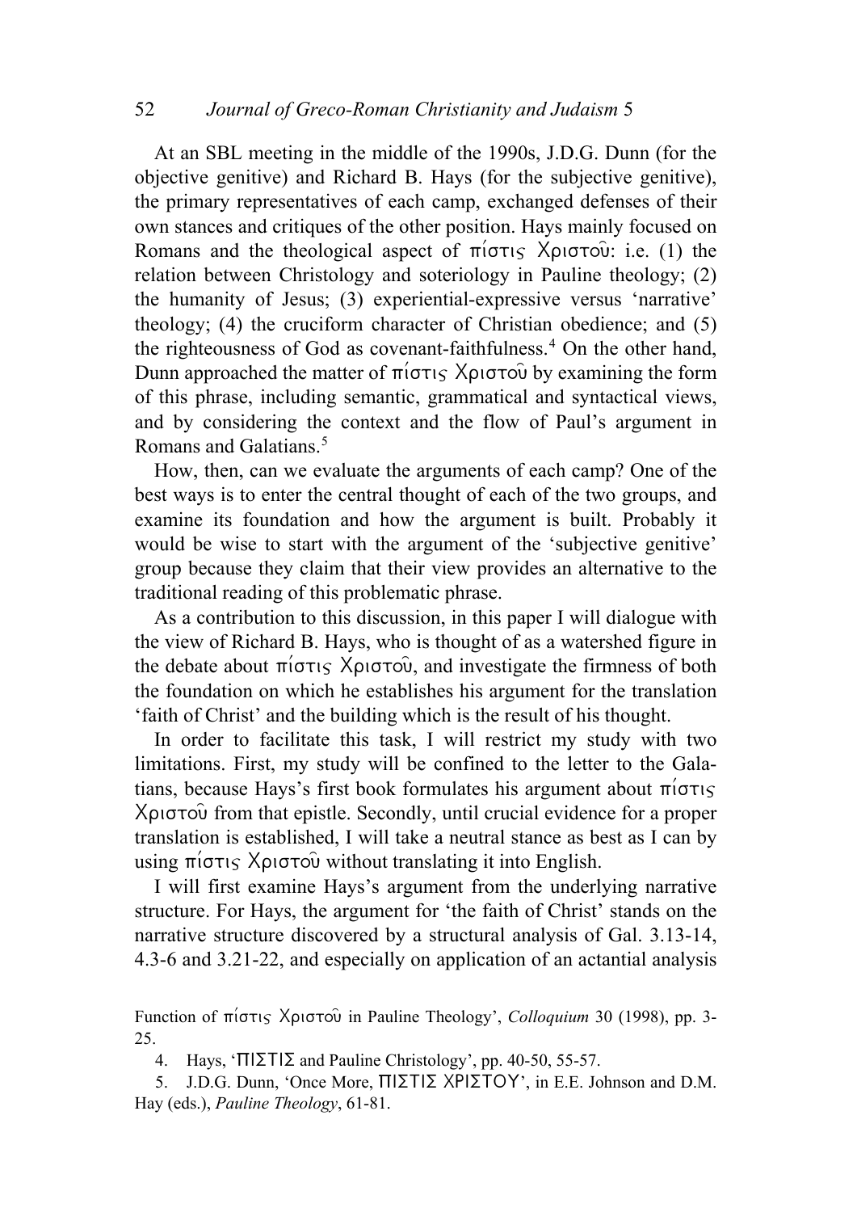At an SBL meeting in the middle of the 1990s, J.D.G. Dunn (for the objective genitive) and Richard B. Hays (for the subjective genitive), the primary representatives of each camp, exchanged defenses of their own stances and critiques of the other position. Hays mainly focused on Romans and the theological aspect of πίστις Χριστοῦ: i.e. (1) the relation between Christology and soteriology in Pauline theology; (2) the humanity of Jesus; (3) experiential-expressive versus 'narrative' theology; (4) the cruciform character of Christian obedience; and (5) the righteousness of God as covenant-faithfulness.[4] On the other hand, Dunn approached the matter of πίστις Χριστοῦ by examining the form of this phrase, including semantic, grammatical and syntactical views, and by considering the context and the flow of Paul's argument in Romans and Galatians.[5]

How, then, can we evaluate the arguments of each camp? One of the best ways is to enter the central thought of each of the two groups, and examine its foundation and how the argument is built. Probably it would be wise to start with the argument of the 'subjective genitive' group because they claim that their view provides an alternative to the traditional reading of this problematic phrase.

As a contribution to this discussion, in this paper I will dialogue with the view of Richard B. Hays, who is thought of as a watershed figure in the debate about πίστις Χριστοῦ, and investigate the firmness of both the foundation on which he establishes his argument for the translation 'faith of Christ' and the building which is the result of his thought.

In order to facilitate this task, I will restrict my study with two limitations. First, my study will be confined to the letter to the Galatians, because Hays's first book formulates his argument about πίστις Χριστοῦ from that epistle. Secondly, until crucial evidence for a proper translation is established, I will take a neutral stance as best as I can by using πίστις Χριστοῦ without translating it into English.

I will first examine Hays's argument from the underlying narrative structure. For Hays, the argument for 'the faith of Christ' stands on the narrative structure discovered by a structural analysis of Gal. 3.13-14, 4.3-6 and 3.21-22, and especially on application of an actantial analysis

Function of πίστις Χριστοῦ in Pauline Theology', *Colloquium* 30 (1998), pp. 3-25.

4. Hays, 'ΠΙΣΤΙΣ and Pauline Christology', pp. 40-50, 55-57.

5. J.D.G. Dunn, 'Once More, ΠΙΣΤΙΣ ΧΡΙΣΤΟΥ', in E.E. Johnson and D.M. Hay (eds.), *Pauline Theology*, 61-81.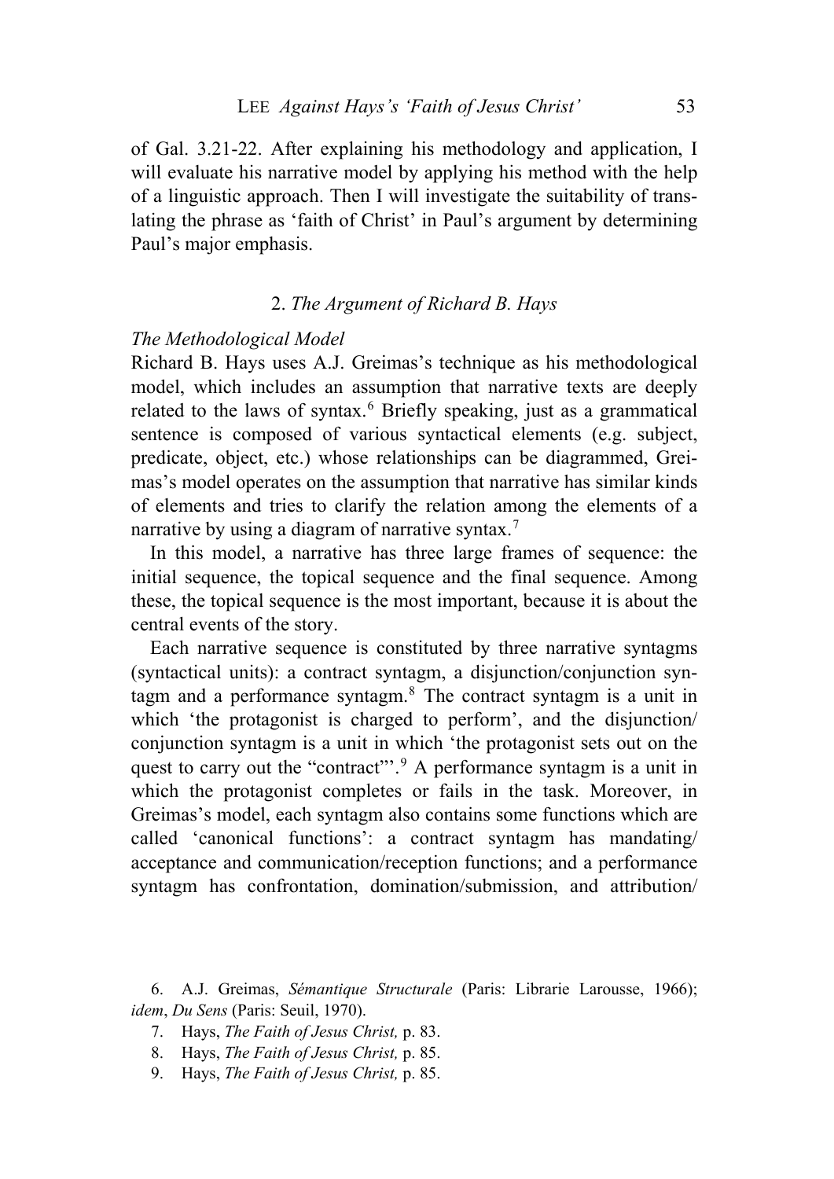of Gal. 3.21-22. After explaining his methodology and application, I will evaluate his narrative model by applying his method with the help of a linguistic approach. Then I will investigate the suitability of translating the phrase as 'faith of Christ' in Paul's argument by determining Paul's major emphasis.

## 2. *The Argument of Richard B. Hays*

### *The Methodological Model*

Richard B. Hays uses A.J. Greimas's technique as his methodological model, which includes an assumption that narrative texts are deeply related to the laws of syntax.[6] Briefly speaking, just as a grammatical sentence is composed of various syntactical elements (e.g. subject, predicate, object, etc.) whose relationships can be diagrammed, Greimas's model operates on the assumption that narrative has similar kinds of elements and tries to clarify the relation among the elements of a narrative by using a diagram of narrative syntax.[7]

In this model, a narrative has three large frames of sequence: the initial sequence, the topical sequence and the final sequence. Among these, the topical sequence is the most important, because it is about the central events of the story.

Each narrative sequence is constituted by three narrative syntagms (syntactical units): a contract syntagm, a disjunction/conjunction syntagm and a performance syntagm.[8] The contract syntagm is a unit in which 'the protagonist is charged to perform', and the disjunction/conjunction syntagm is a unit in which 'the protagonist sets out on the quest to carry out the "contract"'.[9] A performance syntagm is a unit in which the protagonist completes or fails in the task. Moreover, in Greimas's model, each syntagm also contains some functions which are called 'canonical functions': a contract syntagm has mandating/acceptance and communication/reception functions; and a performance syntagm has confrontation, domination/submission, and attribution/

6. A.J. Greimas, *Sémantique Structurale* (Paris: Librarie Larousse, 1966); *idem*, *Du Sens* (Paris: Seuil, 1970).

7. Hays, *The Faith of Jesus Christ,* p. 83.

8. Hays, *The Faith of Jesus Christ,* p. 85.

9. Hays, *The Faith of Jesus Christ,* p. 85.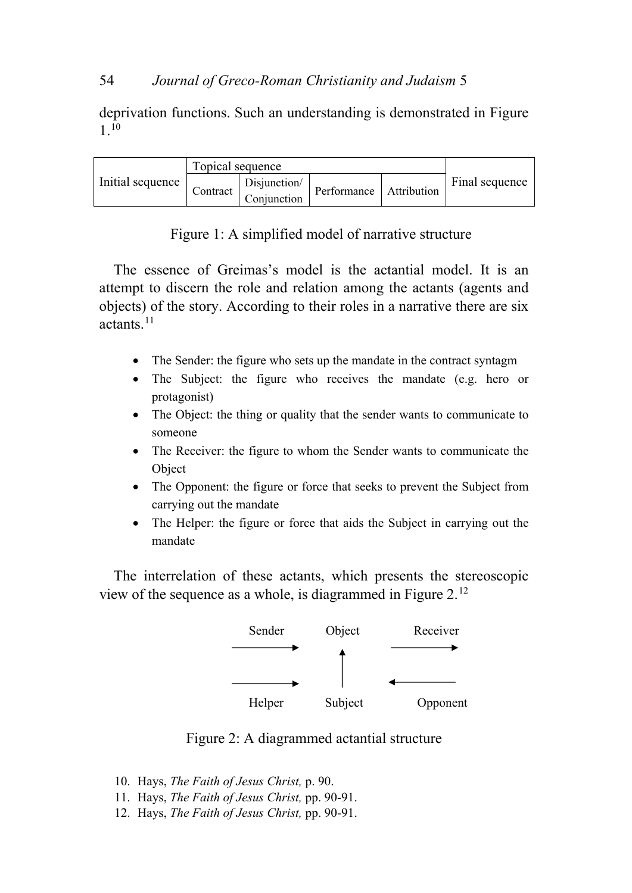deprivation functions. Such an understanding is demonstrated in Figure 1.[10]

| Initial sequence | Topical sequence | | | | Final sequence |
|---|---|---|---|---|---|
| | Contract | Disjunction/ Conjunction | Performance | Attribution | |

Figure 1: A simplified model of narrative structure

The essence of Greimas's model is the actantial model. It is an attempt to discern the role and relation among the actants (agents and objects) of the story. According to their roles in a narrative there are six actants.[11]

- The Sender: the figure who sets up the mandate in the contract syntagm
- The Subject: the figure who receives the mandate (e.g. hero or protagonist)
- The Object: the thing or quality that the sender wants to communicate to someone
- The Receiver: the figure to whom the Sender wants to communicate the Object
- The Opponent: the figure or force that seeks to prevent the Subject from carrying out the mandate
- The Helper: the figure or force that aids the Subject in carrying out the mandate

The interrelation of these actants, which presents the stereoscopic view of the sequence as a whole, is diagrammed in Figure 2.[12]

```
Sender          Object          Receiver
  ———————→         ↑         ———————→
                   |
  ———————→         |         ←———————
Helper          Subject         Opponent
```

Figure 2: A diagrammed actantial structure

10. Hays, *The Faith of Jesus Christ,* p. 90.
11. Hays, *The Faith of Jesus Christ,* pp. 90-91.
12. Hays, *The Faith of Jesus Christ,* pp. 90-91.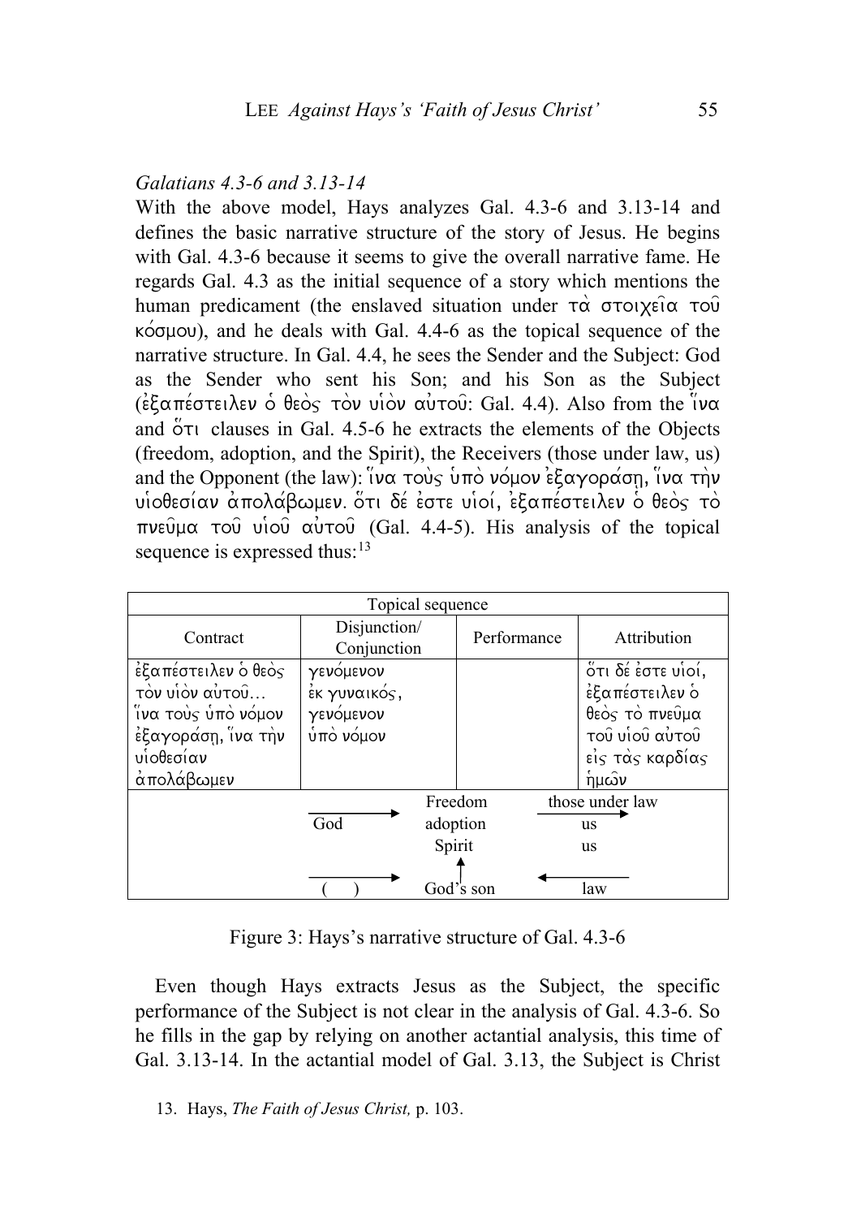*Galatians 4.3-6 and 3.13-14*

With the above model, Hays analyzes Gal. 4.3-6 and 3.13-14 and defines the basic narrative structure of the story of Jesus. He begins with Gal. 4.3-6 because it seems to give the overall narrative fame. He regards Gal. 4.3 as the initial sequence of a story which mentions the human predicament (the enslaved situation under τὰ στοιχεῖα τοῦ κόσμου), and he deals with Gal. 4.4-6 as the topical sequence of the narrative structure. In Gal. 4.4, he sees the Sender and the Subject: God as the Sender who sent his Son; and his Son as the Subject (ἐξαπέστειλεν ὁ θεὸς τὸν υἱὸν αὐτοῦ: Gal. 4.4). Also from the ἵνα and ὅτι clauses in Gal. 4.5-6 he extracts the elements of the Objects (freedom, adoption, and the Spirit), the Receivers (those under law, us) and the Opponent (the law): ἵνα τοὺς ὑπὸ νόμον ἐξαγοράσῃ, ἵνα τὴν υἱοθεσίαν ἀπολάβωμεν. ὅτι δέ ἐστε υἱοί, ἐξαπέστειλεν ὁ θεὸς τὸ πνεῦμα τοῦ υἱοῦ αὐτοῦ (Gal. 4.4-5). His analysis of the topical sequence is expressed thus:[13]

| Topical sequence | | | |
|---|---|---|---|
| Contract | Disjunction/ Conjunction | Performance | Attribution |
| ἐξαπέστειλεν ὁ θεὸς τὸν υἱὸν αὐτοῦ… ἵνα τοὺς ὑπὸ νόμον ἐξαγοράσῃ, ἵνα τὴν υἱοθεσίαν ἀπολάβωμεν | γενόμενον ἐκ γυναικός, γενόμενον ὑπὸ νόμον | | ὅτι δέ ἐστε υἱοί, ἐξαπέστειλεν ὁ θεὸς τὸ πνεῦμα τοῦ υἱοῦ αὐτοῦ εἰς τὰς καρδίας ἡμῶν |

| | | |
|---|---|---|
| God → | Freedom / adoption / Spirit | → those under law / us / us |
| ( ) → | God's son (↑) | ← law |

Figure 3: Hays's narrative structure of Gal. 4.3-6

Even though Hays extracts Jesus as the Subject, the specific performance of the Subject is not clear in the analysis of Gal. 4.3-6. So he fills in the gap by relying on another actantial analysis, this time of Gal. 3.13-14. In the actantial model of Gal. 3.13, the Subject is Christ

13. Hays, *The Faith of Jesus Christ,* p. 103.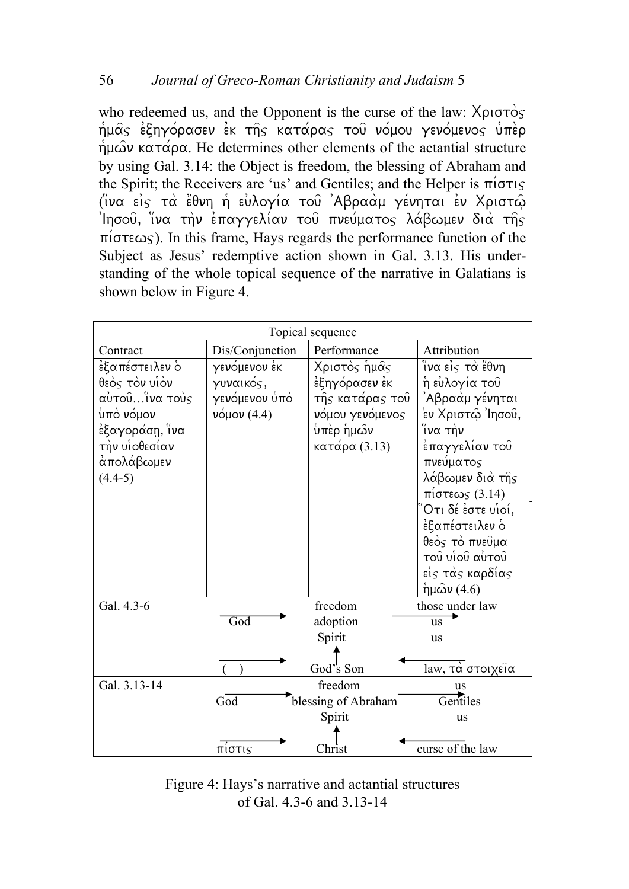who redeemed us, and the Opponent is the curse of the law: Χριστὸς ἡμᾶς ἐξηγόρασεν ἐκ τῆς κατάρας τοῦ νόμου γενόμενος ὑπὲρ ἡμῶν κατάρα. He determines other elements of the actantial structure by using Gal. 3.14: the Object is freedom, the blessing of Abraham and the Spirit; the Receivers are 'us' and Gentiles; and the Helper is πίστις (ἵνα εἰς τὰ ἔθνη ἡ εὐλογία τοῦ Ἀβραὰμ γένηται ἐν Χριστῷ Ἰησοῦ, ἵνα τὴν ἐπαγγελίαν τοῦ πνεύματος λάβωμεν διὰ τῆς πίστεως). In this frame, Hays regards the performance function of the Subject as Jesus' redemptive action shown in Gal. 3.13. His understanding of the whole topical sequence of the narrative in Galatians is shown below in Figure 4.

| Topical sequence | | | |
|---|---|---|---|
| Contract | Dis/Conjunction | Performance | Attribution |
| ἐξαπέστειλεν ὁ θεὸς τὸν υἱὸν αὐτοῦ…ἵνα τοὺς ὑπὸ νόμον ἐξαγοράσῃ, ἵνα τὴν υἱοθεσίαν ἀπολάβωμεν (4.4-5) | γενόμενον ἐκ γυναικός, γενόμενον ὑπὸ νόμον (4.4) | Χριστὸς ἡμᾶς ἐξηγόρασεν ἐκ τῆς κατάρας τοῦ νόμου γενόμενος ὑπὲρ ἡμῶν κατάρα (3.13) | ἵνα εἰς τὰ ἔθνη ἡ εὐλογία τοῦ Ἀβραὰμ γένηται ἐν Χριστῷ Ἰησοῦ, ἵνα τὴν ἐπαγγελίαν τοῦ πνεύματος λάβωμεν διὰ τῆς πίστεως (3.14)<br>Ὅτι δέ ἐστε υἱοί, ἐξαπέστειλεν ὁ θεὸς τὸ πνεῦμα τοῦ υἱοῦ αὐτοῦ εἰς τὰς καρδίας ἡμῶν (4.6) |
| Gal. 4.3-6 | God → | freedom<br>adoption<br>Spirit<br>↑<br>God's Son | → those under law<br>us<br>us |
| | ( ) → | | ← law, τὰ στοιχεῖα |
| Gal. 3.13-14 | God → | freedom<br>blessing of Abraham<br>Spirit<br>↑<br>Christ | → us<br>Gentiles<br>us |
| | πίστις → | | ← curse of the law |

Figure 4: Hays's narrative and actantial structures of Gal. 4.3-6 and 3.13-14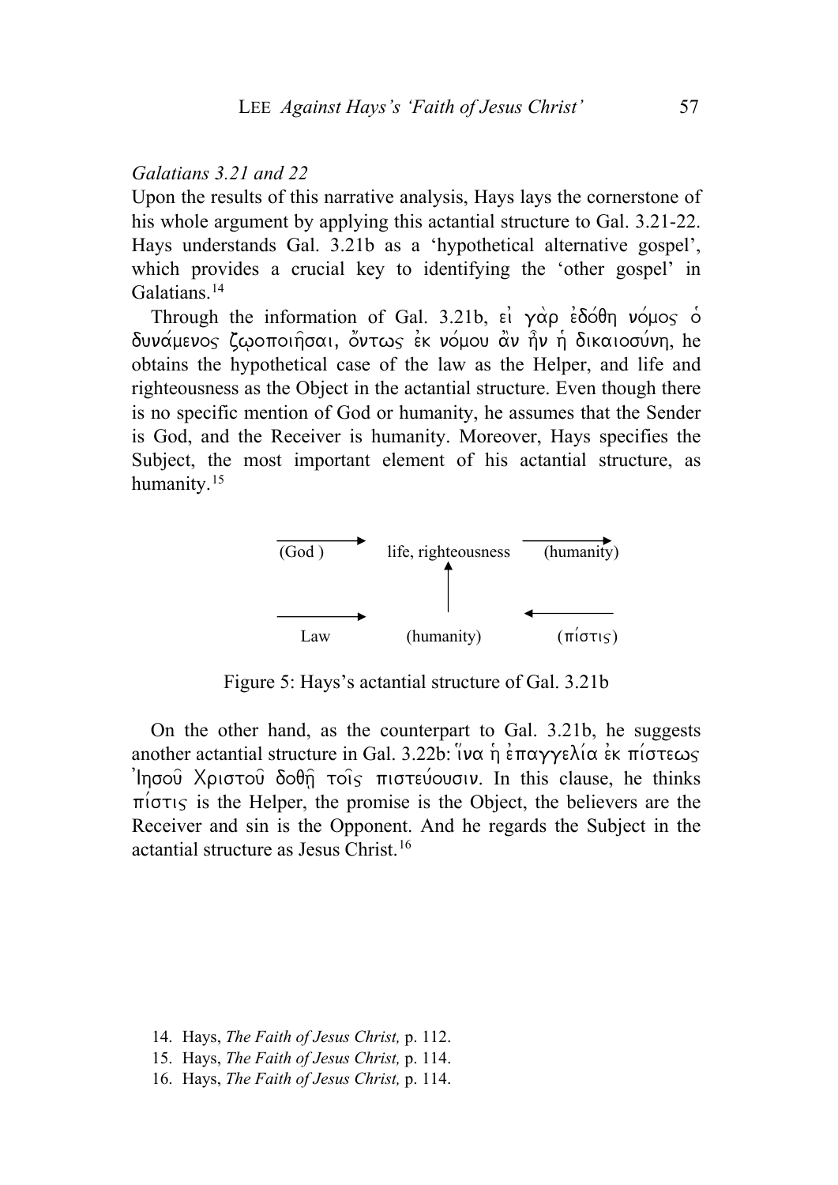*Galatians 3.21 and 22*

Upon the results of this narrative analysis, Hays lays the cornerstone of his whole argument by applying this actantial structure to Gal. 3.21-22. Hays understands Gal. 3.21b as a 'hypothetical alternative gospel', which provides a crucial key to identifying the 'other gospel' in Galatians.[14]

Through the information of Gal. 3.21b, εἰ γὰρ ἐδόθη νόμος ὁ δυνάμενος ζῳοποιῆσαι, ὄντως ἐκ νόμου ἂν ἦν ἡ δικαιοσύνη, he obtains the hypothetical case of the law as the Helper, and life and righteousness as the Object in the actantial structure. Even though there is no specific mention of God or humanity, he assumes that the Sender is God, and the Receiver is humanity. Moreover, Hays specifies the Subject, the most important element of his actantial structure, as humanity.[15]

| (God ) → | life, righteousness | → (humanity) |
|---|---|---|
| | ↑ | |
| Law → | (humanity) | ← (πίστις) |

Figure 5: Hays's actantial structure of Gal. 3.21b

On the other hand, as the counterpart to Gal. 3.21b, he suggests another actantial structure in Gal. 3.22b: ἵνα ἡ ἐπαγγελία ἐκ πίστεως Ἰησοῦ Χριστοῦ δοθῇ τοῖς πιστεύουσιν. In this clause, he thinks πίστις is the Helper, the promise is the Object, the believers are the Receiver and sin is the Opponent. And he regards the Subject in the actantial structure as Jesus Christ.[16]

14. Hays, *The Faith of Jesus Christ,* p. 112.
15. Hays, *The Faith of Jesus Christ,* p. 114.
16. Hays, *The Faith of Jesus Christ,* p. 114.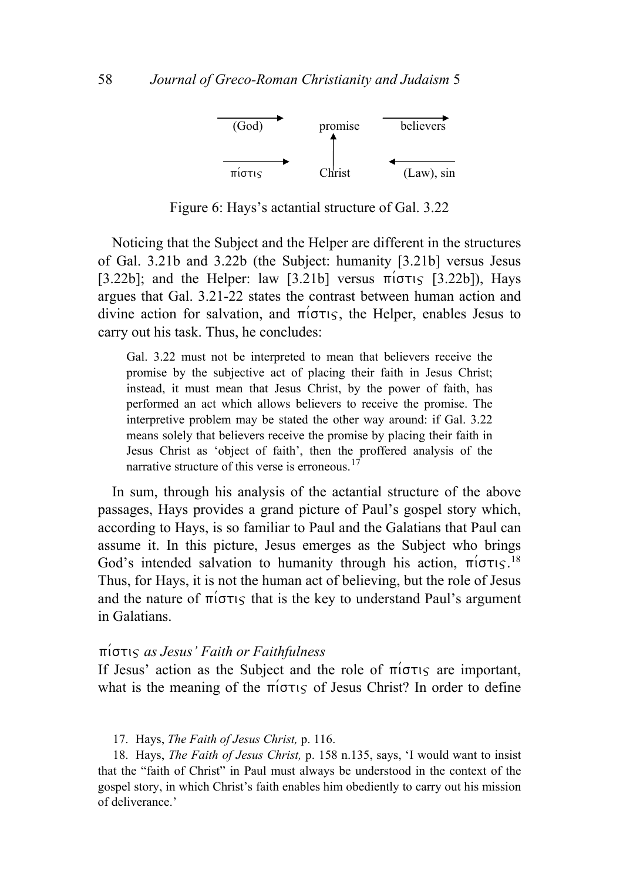| (God) → | promise | believers → |
|---|---|---|
| πίστις → | Christ ↑ | ← (Law), sin |

Figure 6: Hays's actantial structure of Gal. 3.22

Noticing that the Subject and the Helper are different in the structures of Gal. 3.21b and 3.22b (the Subject: humanity [3.21b] versus Jesus [3.22b]; and the Helper: law [3.21b] versus πίστις [3.22b]), Hays argues that Gal. 3.21-22 states the contrast between human action and divine action for salvation, and πίστις, the Helper, enables Jesus to carry out his task. Thus, he concludes:

> Gal. 3.22 must not be interpreted to mean that believers receive the promise by the subjective act of placing their faith in Jesus Christ; instead, it must mean that Jesus Christ, by the power of faith, has performed an act which allows believers to receive the promise. The interpretive problem may be stated the other way around: if Gal. 3.22 means solely that believers receive the promise by placing their faith in Jesus Christ as 'object of faith', then the proffered analysis of the narrative structure of this verse is erroneous.[17]

In sum, through his analysis of the actantial structure of the above passages, Hays provides a grand picture of Paul's gospel story which, according to Hays, is so familiar to Paul and the Galatians that Paul can assume it. In this picture, Jesus emerges as the Subject who brings God's intended salvation to humanity through his action, πίστις.[18] Thus, for Hays, it is not the human act of believing, but the role of Jesus and the nature of πίστις that is the key to understand Paul's argument in Galatians.

### πίστις *as Jesus' Faith or Faithfulness*

If Jesus' action as the Subject and the role of πίστις are important, what is the meaning of the πίστις of Jesus Christ? In order to define

17. Hays, *The Faith of Jesus Christ,* p. 116.

18. Hays, *The Faith of Jesus Christ,* p. 158 n.135, says, 'I would want to insist that the "faith of Christ" in Paul must always be understood in the context of the gospel story, in which Christ's faith enables him obediently to carry out his mission of deliverance.'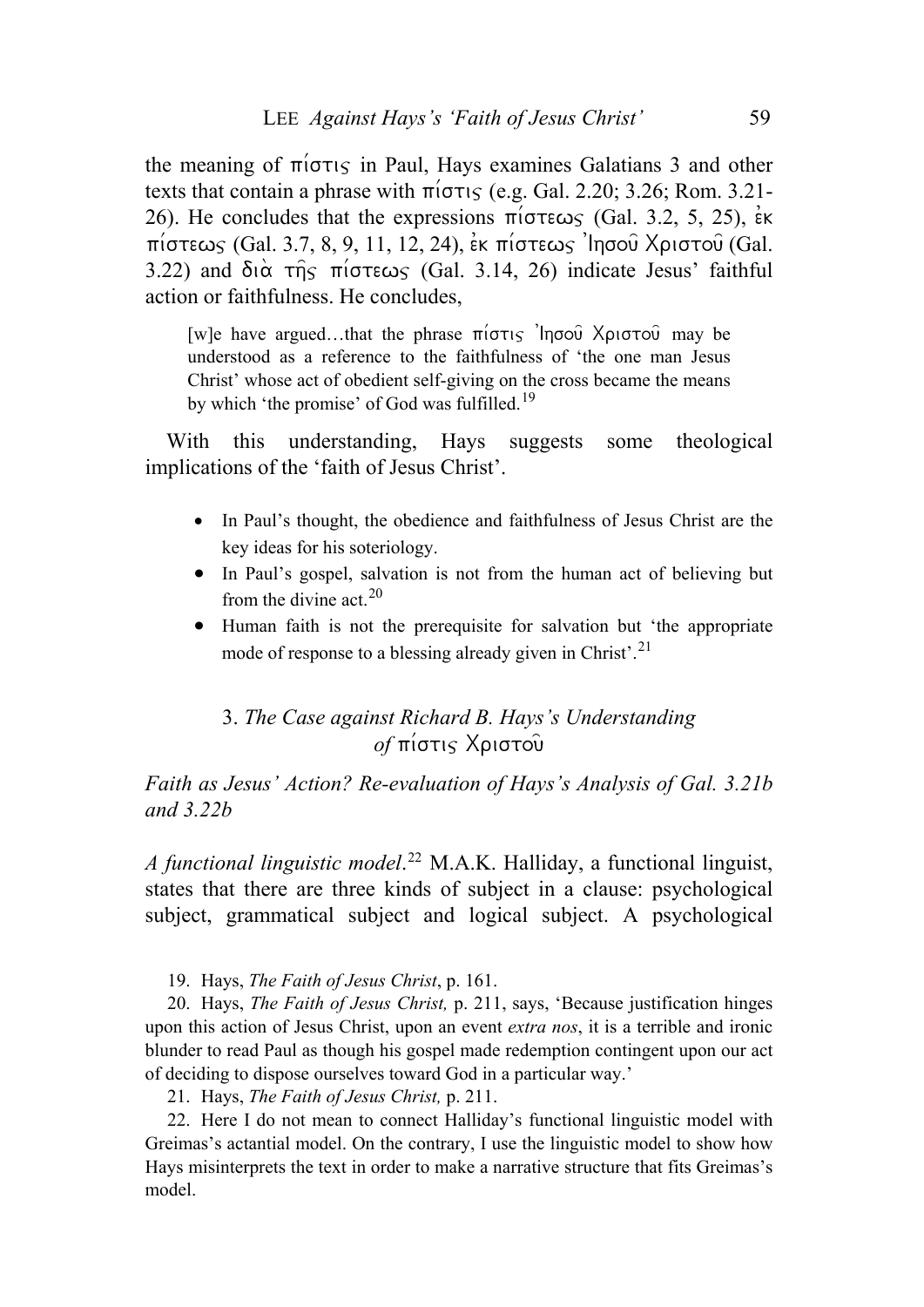the meaning of πίστις in Paul, Hays examines Galatians 3 and other texts that contain a phrase with πίστις (e.g. Gal. 2.20; 3.26; Rom. 3.21-26). He concludes that the expressions πίστεως (Gal. 3.2, 5, 25), ἐκ πίστεως (Gal. 3.7, 8, 9, 11, 12, 24), ἐκ πίστεως Ἰησοῦ Χριστοῦ (Gal. 3.22) and διὰ τῆς πίστεως (Gal. 3.14, 26) indicate Jesus' faithful action or faithfulness. He concludes,

> [w]e have argued…that the phrase πίστις Ἰησοῦ Χριστοῦ may be understood as a reference to the faithfulness of 'the one man Jesus Christ' whose act of obedient self-giving on the cross became the means by which 'the promise' of God was fulfilled.[19]

With this understanding, Hays suggests some theological implications of the 'faith of Jesus Christ'.

- In Paul's thought, the obedience and faithfulness of Jesus Christ are the key ideas for his soteriology.
- In Paul's gospel, salvation is not from the human act of believing but from the divine act.[20]
- Human faith is not the prerequisite for salvation but 'the appropriate mode of response to a blessing already given in Christ'.[21]

## 3. *The Case against Richard B. Hays's Understanding of* πίστις Χριστοῦ

### *Faith as Jesus' Action? Re-evaluation of Hays's Analysis of Gal. 3.21b and 3.22b*

*A functional linguistic model*.[22] M.A.K. Halliday, a functional linguist, states that there are three kinds of subject in a clause: psychological subject, grammatical subject and logical subject. A psychological

19. Hays, *The Faith of Jesus Christ*, p. 161.

20. Hays, *The Faith of Jesus Christ,* p. 211, says, 'Because justification hinges upon this action of Jesus Christ, upon an event *extra nos*, it is a terrible and ironic blunder to read Paul as though his gospel made redemption contingent upon our act of deciding to dispose ourselves toward God in a particular way.'

21. Hays, *The Faith of Jesus Christ,* p. 211.

22. Here I do not mean to connect Halliday's functional linguistic model with Greimas's actantial model. On the contrary, I use the linguistic model to show how Hays misinterprets the text in order to make a narrative structure that fits Greimas's model.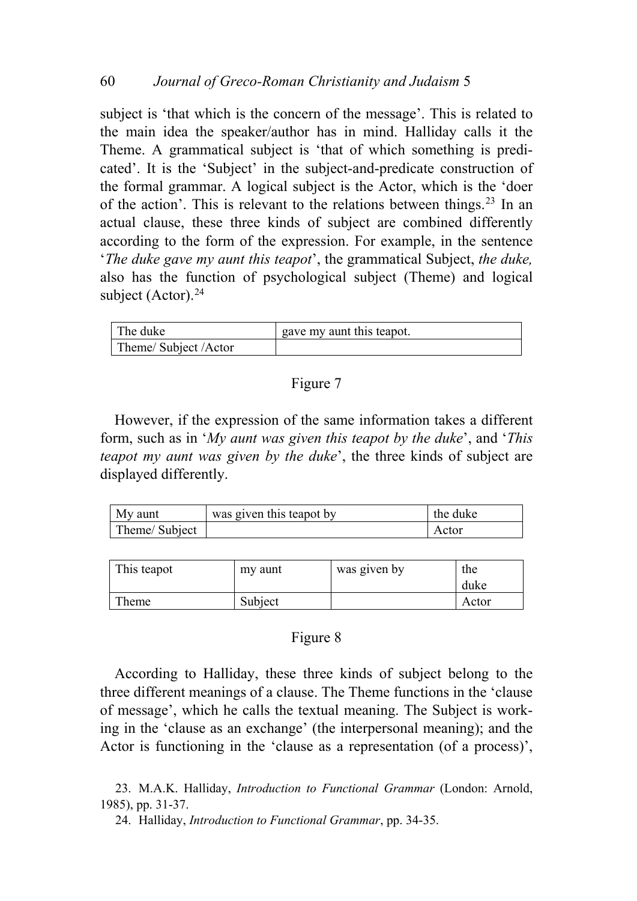subject is 'that which is the concern of the message'. This is related to the main idea the speaker/author has in mind. Halliday calls it the Theme. A grammatical subject is 'that of which something is predicated'. It is the 'Subject' in the subject-and-predicate construction of the formal grammar. A logical subject is the Actor, which is the 'doer of the action'. This is relevant to the relations between things.[23] In an actual clause, these three kinds of subject are combined differently according to the form of the expression. For example, in the sentence '*The duke gave my aunt this teapot*', the grammatical Subject, *the duke,* also has the function of psychological subject (Theme) and logical subject (Actor).[24]

| The duke | gave my aunt this teapot. |
|---|---|
| Theme/ Subject /Actor | |

Figure 7

However, if the expression of the same information takes a different form, such as in '*My aunt was given this teapot by the duke*', and '*This teapot my aunt was given by the duke*', the three kinds of subject are displayed differently.

| My aunt | was given this teapot by | the duke |
|---|---|---|
| Theme/ Subject | | Actor |

| This teapot | my aunt | was given by | the duke |
|---|---|---|---|
| Theme | Subject | | Actor |

Figure 8

According to Halliday, these three kinds of subject belong to the three different meanings of a clause. The Theme functions in the 'clause of message', which he calls the textual meaning. The Subject is working in the 'clause as an exchange' (the interpersonal meaning); and the Actor is functioning in the 'clause as a representation (of a process)',

23. M.A.K. Halliday, *Introduction to Functional Grammar* (London: Arnold, 1985), pp. 31-37.

24. Halliday, *Introduction to Functional Grammar*, pp. 34-35.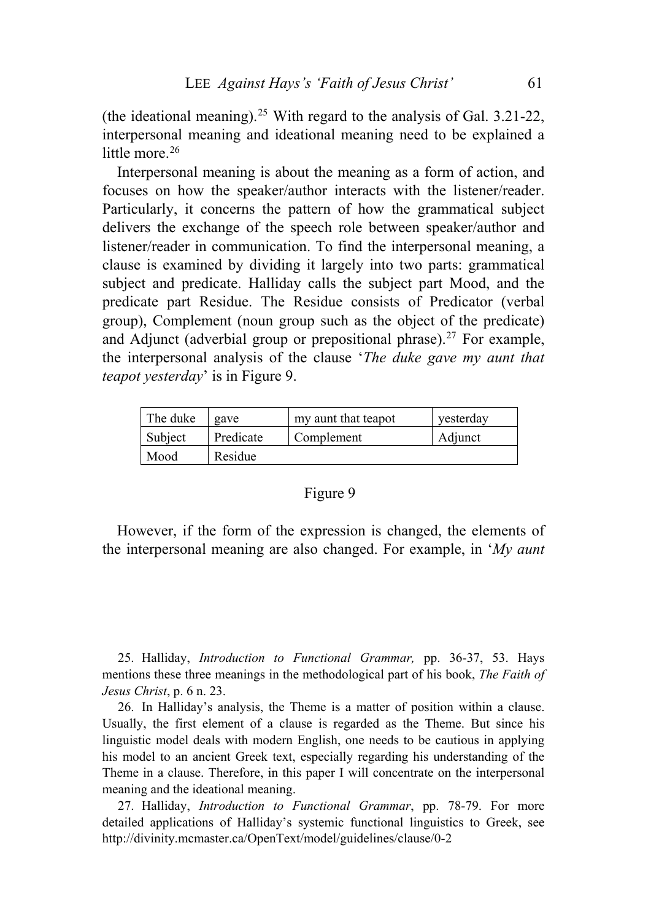(the ideational meaning).[25] With regard to the analysis of Gal. 3.21-22, interpersonal meaning and ideational meaning need to be explained a little more.[26]

Interpersonal meaning is about the meaning as a form of action, and focuses on how the speaker/author interacts with the listener/reader. Particularly, it concerns the pattern of how the grammatical subject delivers the exchange of the speech role between speaker/author and listener/reader in communication. To find the interpersonal meaning, a clause is examined by dividing it largely into two parts: grammatical subject and predicate. Halliday calls the subject part Mood, and the predicate part Residue. The Residue consists of Predicator (verbal group), Complement (noun group such as the object of the predicate) and Adjunct (adverbial group or prepositional phrase).[27] For example, the interpersonal analysis of the clause '*The duke gave my aunt that teapot yesterday*' is in Figure 9.

| The duke | gave | my aunt that teapot | yesterday |
|---|---|---|---|
| Subject | Predicate | Complement | Adjunct |
| Mood | Residue | | |

Figure 9

However, if the form of the expression is changed, the elements of the interpersonal meaning are also changed. For example, in '*My aunt*

25. Halliday, *Introduction to Functional Grammar,* pp. 36-37, 53. Hays mentions these three meanings in the methodological part of his book, *The Faith of Jesus Christ*, p. 6 n. 23.

26. In Halliday's analysis, the Theme is a matter of position within a clause. Usually, the first element of a clause is regarded as the Theme. But since his linguistic model deals with modern English, one needs to be cautious in applying his model to an ancient Greek text, especially regarding his understanding of the Theme in a clause. Therefore, in this paper I will concentrate on the interpersonal meaning and the ideational meaning.

27. Halliday, *Introduction to Functional Grammar*, pp. 78-79. For more detailed applications of Halliday's systemic functional linguistics to Greek, see http://divinity.mcmaster.ca/OpenText/model/guidelines/clause/0-2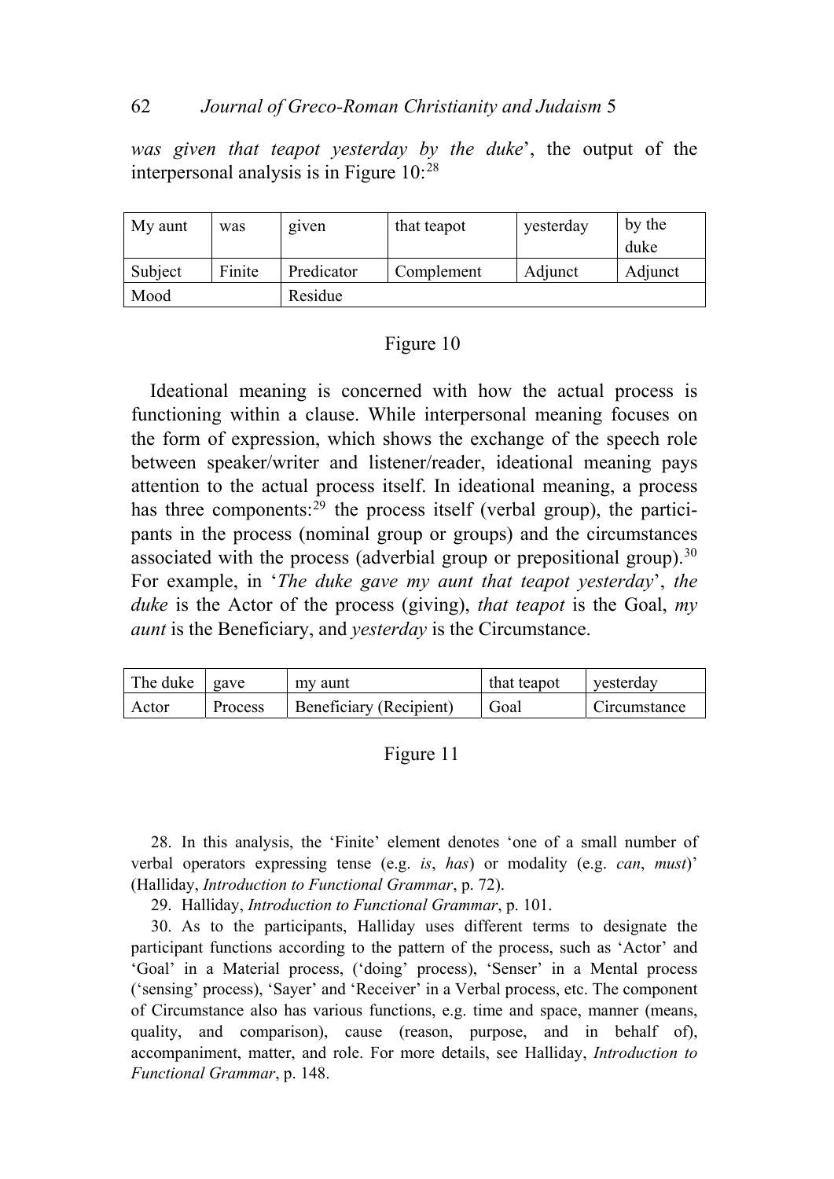*was given that teapot yesterday by the duke*', the output of the interpersonal analysis is in Figure 10:[28]

| My aunt | was | given | that teapot | yesterday | by the duke |
|---|---|---|---|---|---|
| Subject | Finite | Predicator | Complement | Adjunct | Adjunct |
| Mood | | Residue | | | |

Figure 10

Ideational meaning is concerned with how the actual process is functioning within a clause. While interpersonal meaning focuses on the form of expression, which shows the exchange of the speech role between speaker/writer and listener/reader, ideational meaning pays attention to the actual process itself. In ideational meaning, a process has three components:[29] the process itself (verbal group), the participants in the process (nominal group or groups) and the circumstances associated with the process (adverbial group or prepositional group).[30] For example, in '*The duke gave my aunt that teapot yesterday*', *the duke* is the Actor of the process (giving), *that teapot* is the Goal, *my aunt* is the Beneficiary, and *yesterday* is the Circumstance.

| The duke | gave | my aunt | that teapot | yesterday |
|---|---|---|---|---|
| Actor | Process | Beneficiary (Recipient) | Goal | Circumstance |

Figure 11

28. In this analysis, the 'Finite' element denotes 'one of a small number of verbal operators expressing tense (e.g. *is*, *has*) or modality (e.g. *can*, *must*)' (Halliday, *Introduction to Functional Grammar*, p. 72).

29. Halliday, *Introduction to Functional Grammar*, p. 101.

30. As to the participants, Halliday uses different terms to designate the participant functions according to the pattern of the process, such as 'Actor' and 'Goal' in a Material process, ('doing' process), 'Senser' in a Mental process ('sensing' process), 'Sayer' and 'Receiver' in a Verbal process, etc. The component of Circumstance also has various functions, e.g. time and space, manner (means, quality, and comparison), cause (reason, purpose, and in behalf of), accompaniment, matter, and role. For more details, see Halliday, *Introduction to Functional Grammar*, p. 148.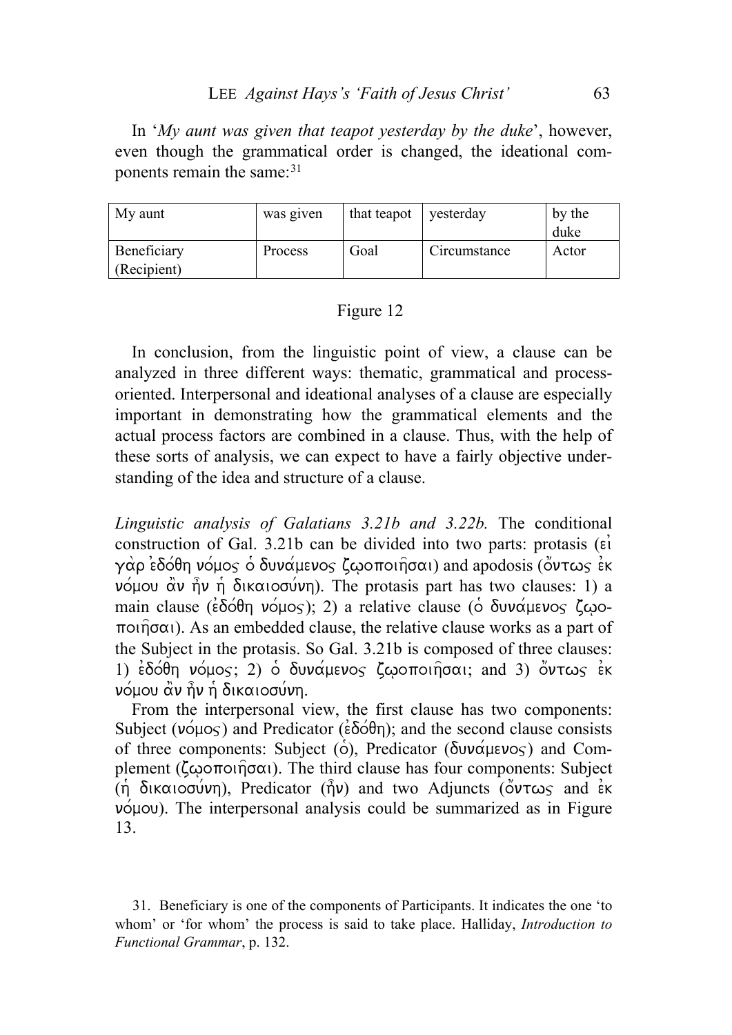In '*My aunt was given that teapot yesterday by the duke*', however, even though the grammatical order is changed, the ideational components remain the same:[31]

| My aunt | was given | that teapot | yesterday | by the duke |
|---|---|---|---|---|
| Beneficiary (Recipient) | Process | Goal | Circumstance | Actor |

Figure 12

In conclusion, from the linguistic point of view, a clause can be analyzed in three different ways: thematic, grammatical and process-oriented. Interpersonal and ideational analyses of a clause are especially important in demonstrating how the grammatical elements and the actual process factors are combined in a clause. Thus, with the help of these sorts of analysis, we can expect to have a fairly objective understanding of the idea and structure of a clause.

*Linguistic analysis of Galatians 3.21b and 3.22b.* The conditional construction of Gal. 3.21b can be divided into two parts: protasis (εἰ γὰρ ἐδόθη νόμος ὁ δυνάμενος ζῳοποιῆσαι) and apodosis (ὄντως ἐκ νόμου ἂν ἦν ἡ δικαιοσύνη). The protasis part has two clauses: 1) a main clause (ἐδόθη νόμος); 2) a relative clause (ὁ δυνάμενος ζῳοποιῆσαι). As an embedded clause, the relative clause works as a part of the Subject in the protasis. So Gal. 3.21b is composed of three clauses: 1) ἐδόθη νόμος; 2) ὁ δυνάμενος ζῳοποιῆσαι; and 3) ὄντως ἐκ νόμου ἂν ἦν ἡ δικαιοσύνη.

From the interpersonal view, the first clause has two components: Subject (νόμος) and Predicator (ἐδόθη); and the second clause consists of three components: Subject (ὁ), Predicator (δυνάμενος) and Complement (ζῳοποιῆσαι). The third clause has four components: Subject (ἡ δικαιοσύνη), Predicator (ἦν) and two Adjuncts (ὄντως and ἐκ νόμου). The interpersonal analysis could be summarized as in Figure 13.

31. Beneficiary is one of the components of Participants. It indicates the one 'to whom' or 'for whom' the process is said to take place. Halliday, *Introduction to Functional Grammar*, p. 132.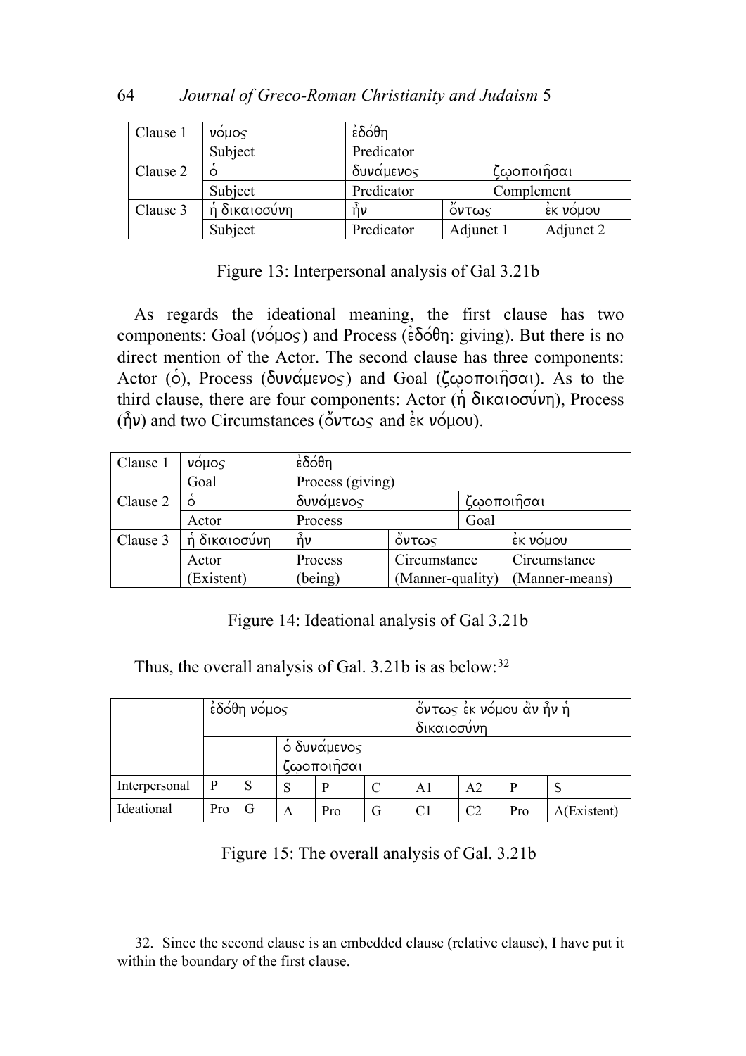| Clause 1 | νόμος | ἐδόθη | | | |
|---|---|---|---|---|---|
| | Subject | Predicator | | | |
| Clause 2 | ὁ | δυνάμενος | | ζῳοποιῆσαι | |
| | Subject | Predicator | | Complement | |
| Clause 3 | ἡ δικαιοσύνη | ἦν | ὄντως | | ἐκ νόμου |
| | Subject | Predicator | Adjunct 1 | | Adjunct 2 |

Figure 13: Interpersonal analysis of Gal 3.21b

As regards the ideational meaning, the first clause has two components: Goal (νόμος) and Process (ἐδόθη: giving). But there is no direct mention of the Actor. The second clause has three components: Actor (ὁ), Process (δυνάμενος) and Goal (ζῳοποιῆσαι). As to the third clause, there are four components: Actor (ἡ δικαιοσύνη), Process (ἦν) and two Circumstances (ὄντως and ἐκ νόμου).

| Clause 1 | νόμος | ἐδόθη | | | |
|---|---|---|---|---|---|
| | Goal | Process (giving) | | | |
| Clause 2 | ὁ | δυνάμενος | | ζῳοποιῆσαι | |
| | Actor | Process | | Goal | |
| Clause 3 | ἡ δικαιοσύνη | ἦν | ὄντως | | ἐκ νόμου |
| | Actor (Existent) | Process (being) | Circumstance (Manner-quality) | | Circumstance (Manner-means) |

Figure 14: Ideational analysis of Gal 3.21b

Thus, the overall analysis of Gal. 3.21b is as below:[32]

| | ἐδόθη νόμος | | | | | ὄντως ἐκ νόμου ἂν ἦν ἡ δικαιοσύνη | | | |
|---|---|---|---|---|---|---|---|---|---|
| | | | ὁ δυνάμενος ζῳοποιῆσαι | | | | | | |
| Interpersonal | P | S | S | P | C | A1 | A2 | P | S |
| Ideational | Pro | G | A | Pro | G | C1 | C2 | Pro | A(Existent) |

Figure 15: The overall analysis of Gal. 3.21b

32. Since the second clause is an embedded clause (relative clause), I have put it within the boundary of the first clause.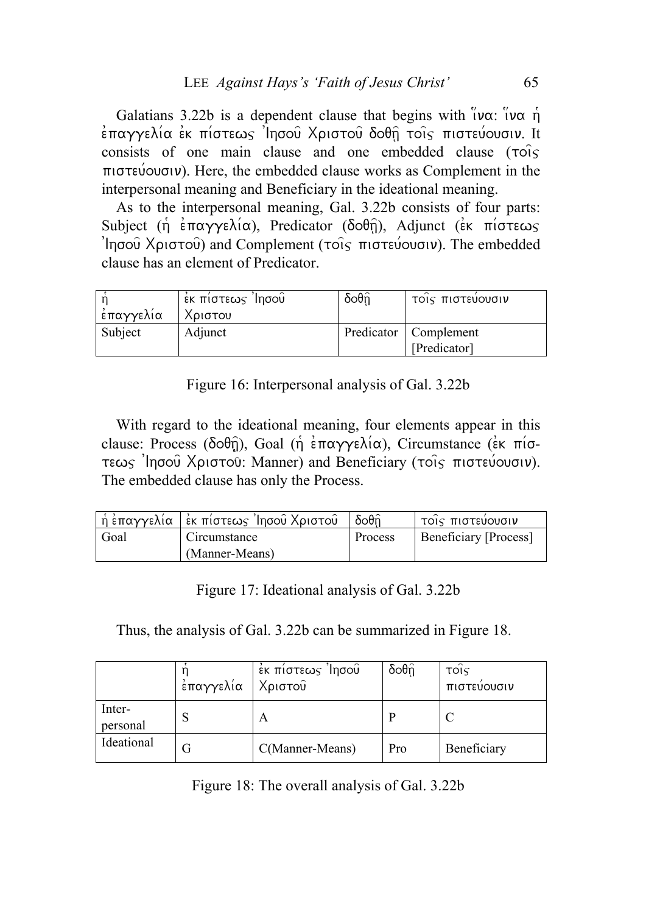Galatians 3.22b is a dependent clause that begins with ἵνα: ἵνα ἡ ἐπαγγελία ἐκ πίστεως Ἰησοῦ Χριστοῦ δοθῇ τοῖς πιστεύουσιν. It consists of one main clause and one embedded clause (τοῖς πιστεύουσιν). Here, the embedded clause works as Complement in the interpersonal meaning and Beneficiary in the ideational meaning.

As to the interpersonal meaning, Gal. 3.22b consists of four parts: Subject (ἡ ἐπαγγελία), Predicator (δοθῇ), Adjunct (ἐκ πίστεως Ἰησοῦ Χριστοῦ) and Complement (τοῖς πιστεύουσιν). The embedded clause has an element of Predicator.

| ἡ ἐπαγγελία | ἐκ πίστεως Ἰησοῦ Χριστου | δοθῇ | τοῖς πιστεύουσιν |
|---|---|---|---|
| Subject | Adjunct | Predicator | Complement [Predicator] |

Figure 16: Interpersonal analysis of Gal. 3.22b

With regard to the ideational meaning, four elements appear in this clause: Process (δοθῇ), Goal (ἡ ἐπαγγελία), Circumstance (ἐκ πίστεως Ἰησοῦ Χριστοῦ: Manner) and Beneficiary (τοῖς πιστεύουσιν). The embedded clause has only the Process.

| ἡ ἐπαγγελία | ἐκ πίστεως Ἰησοῦ Χριστοῦ | δοθῇ | τοῖς πιστεύουσιν |
|---|---|---|---|
| Goal | Circumstance (Manner-Means) | Process | Beneficiary [Process] |

Figure 17: Ideational analysis of Gal. 3.22b

Thus, the analysis of Gal. 3.22b can be summarized in Figure 18.

| | ἡ ἐπαγγελία | ἐκ πίστεως Ἰησοῦ Χριστοῦ | δοθῇ | τοῖς πιστεύουσιν |
|---|---|---|---|---|
| Inter-personal | S | A | P | C |
| Ideational | G | C(Manner-Means) | Pro | Beneficiary |

Figure 18: The overall analysis of Gal. 3.22b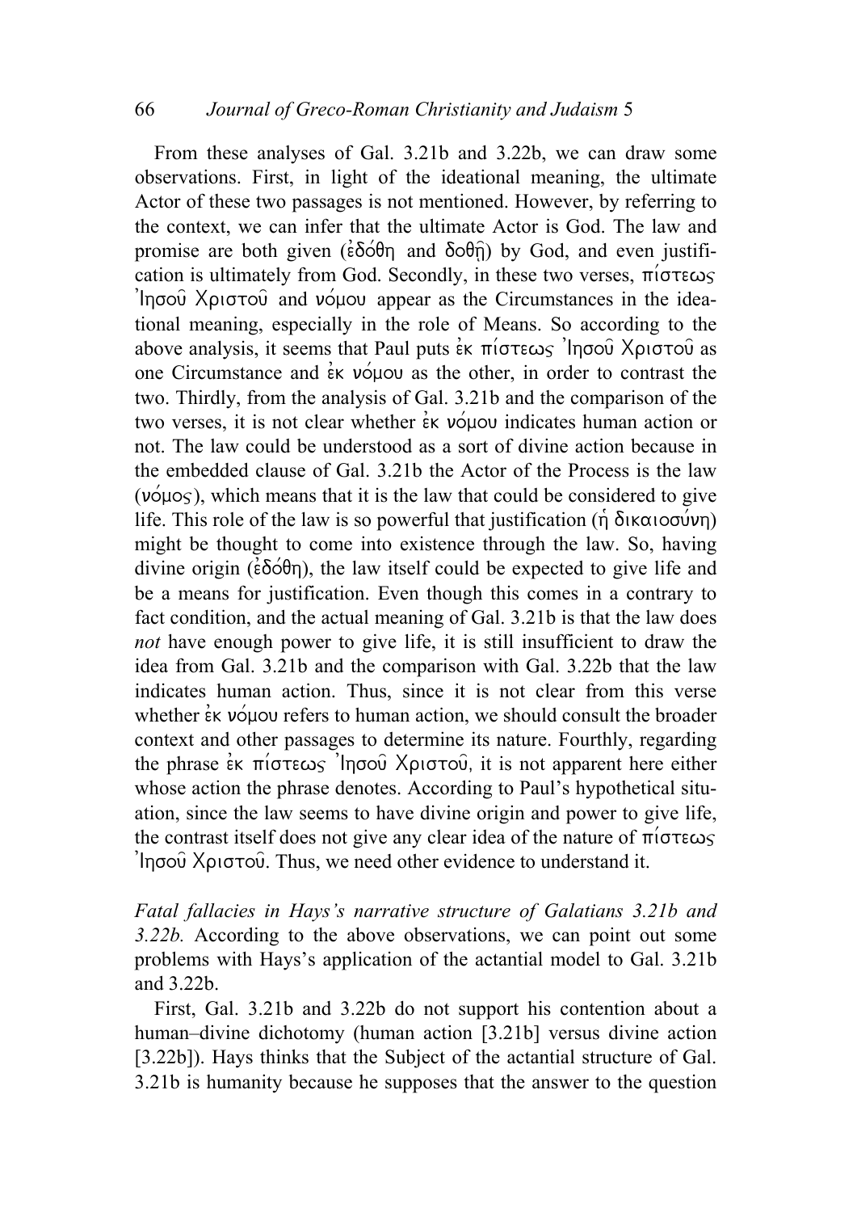From these analyses of Gal. 3.21b and 3.22b, we can draw some observations. First, in light of the ideational meaning, the ultimate Actor of these two passages is not mentioned. However, by referring to the context, we can infer that the ultimate Actor is God. The law and promise are both given (ἐδόθη and δοθῇ) by God, and even justification is ultimately from God. Secondly, in these two verses, πίστεως Ἰησοῦ Χριστοῦ and νόμου appear as the Circumstances in the ideational meaning, especially in the role of Means. So according to the above analysis, it seems that Paul puts ἐκ πίστεως Ἰησοῦ Χριστοῦ as one Circumstance and ἐκ νόμου as the other, in order to contrast the two. Thirdly, from the analysis of Gal. 3.21b and the comparison of the two verses, it is not clear whether ἐκ νόμου indicates human action or not. The law could be understood as a sort of divine action because in the embedded clause of Gal. 3.21b the Actor of the Process is the law (νόμος), which means that it is the law that could be considered to give life. This role of the law is so powerful that justification (ἡ δικαιοσύνη) might be thought to come into existence through the law. So, having divine origin (ἐδόθη), the law itself could be expected to give life and be a means for justification. Even though this comes in a contrary to fact condition, and the actual meaning of Gal. 3.21b is that the law does *not* have enough power to give life, it is still insufficient to draw the idea from Gal. 3.21b and the comparison with Gal. 3.22b that the law indicates human action. Thus, since it is not clear from this verse whether ἐκ νόμου refers to human action, we should consult the broader context and other passages to determine its nature. Fourthly, regarding the phrase ἐκ πίστεως Ἰησοῦ Χριστοῦ, it is not apparent here either whose action the phrase denotes. According to Paul's hypothetical situation, since the law seems to have divine origin and power to give life, the contrast itself does not give any clear idea of the nature of πίστεως Ἰησοῦ Χριστοῦ. Thus, we need other evidence to understand it.

*Fatal fallacies in Hays's narrative structure of Galatians 3.21b and 3.22b.* According to the above observations, we can point out some problems with Hays's application of the actantial model to Gal. 3.21b and 3.22b.

First, Gal. 3.21b and 3.22b do not support his contention about a human–divine dichotomy (human action [3.21b] versus divine action [3.22b]). Hays thinks that the Subject of the actantial structure of Gal. 3.21b is humanity because he supposes that the answer to the question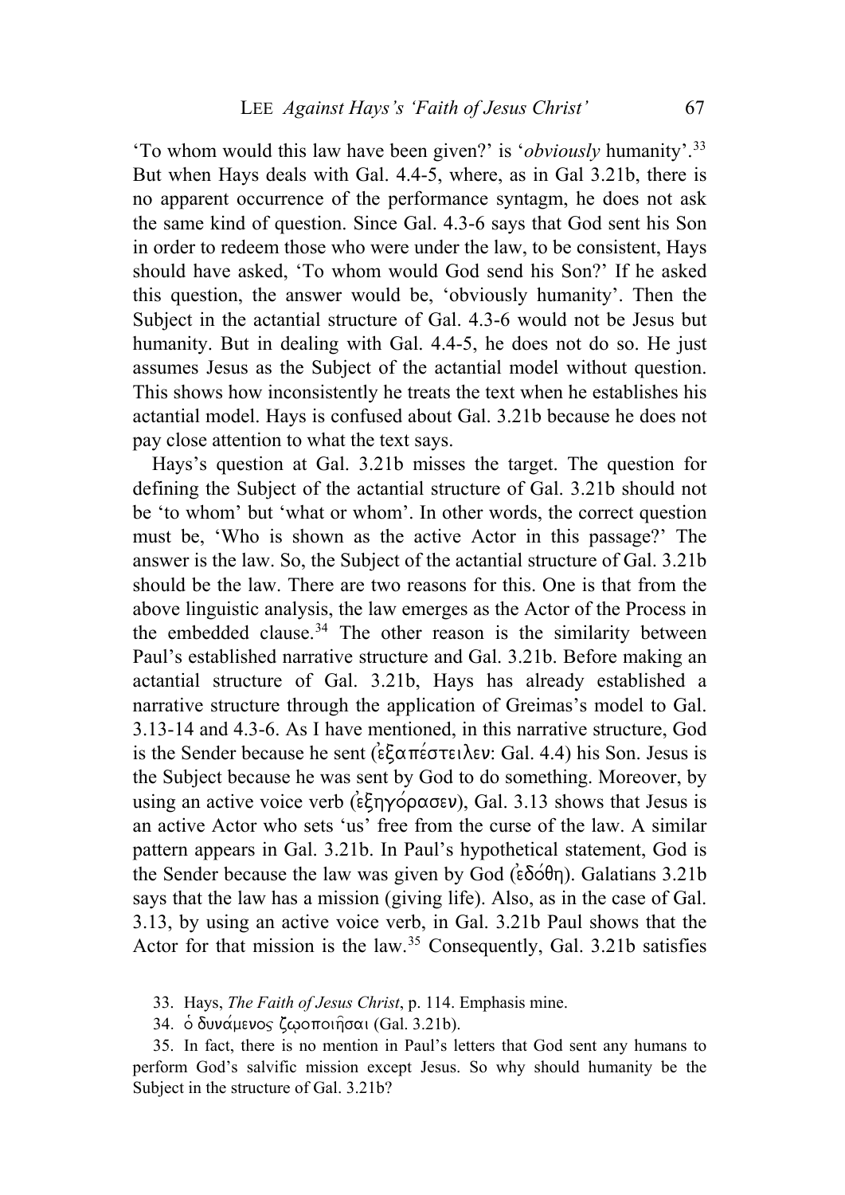'To whom would this law have been given?' is '*obviously* humanity'.[33] But when Hays deals with Gal. 4.4-5, where, as in Gal 3.21b, there is no apparent occurrence of the performance syntagm, he does not ask the same kind of question. Since Gal. 4.3-6 says that God sent his Son in order to redeem those who were under the law, to be consistent, Hays should have asked, 'To whom would God send his Son?' If he asked this question, the answer would be, 'obviously humanity'. Then the Subject in the actantial structure of Gal. 4.3-6 would not be Jesus but humanity. But in dealing with Gal. 4.4-5, he does not do so. He just assumes Jesus as the Subject of the actantial model without question. This shows how inconsistently he treats the text when he establishes his actantial model. Hays is confused about Gal. 3.21b because he does not pay close attention to what the text says.

Hays's question at Gal. 3.21b misses the target. The question for defining the Subject of the actantial structure of Gal. 3.21b should not be 'to whom' but 'what or whom'. In other words, the correct question must be, 'Who is shown as the active Actor in this passage?' The answer is the law. So, the Subject of the actantial structure of Gal. 3.21b should be the law. There are two reasons for this. One is that from the above linguistic analysis, the law emerges as the Actor of the Process in the embedded clause.[34] The other reason is the similarity between Paul's established narrative structure and Gal. 3.21b. Before making an actantial structure of Gal. 3.21b, Hays has already established a narrative structure through the application of Greimas's model to Gal. 3.13-14 and 4.3-6. As I have mentioned, in this narrative structure, God is the Sender because he sent (ἐξαπέστειλεν: Gal. 4.4) his Son. Jesus is the Subject because he was sent by God to do something. Moreover, by using an active voice verb (ἐξηγόρασεν), Gal. 3.13 shows that Jesus is an active Actor who sets 'us' free from the curse of the law. A similar pattern appears in Gal. 3.21b. In Paul's hypothetical statement, God is the Sender because the law was given by God (ἐδόθη). Galatians 3.21b says that the law has a mission (giving life). Also, as in the case of Gal. 3.13, by using an active voice verb, in Gal. 3.21b Paul shows that the Actor for that mission is the law.[35] Consequently, Gal. 3.21b satisfies

33. Hays, *The Faith of Jesus Christ*, p. 114. Emphasis mine.

34. ὁ δυνάμενος ζῳοποιῆσαι (Gal. 3.21b).

35. In fact, there is no mention in Paul's letters that God sent any humans to perform God's salvific mission except Jesus. So why should humanity be the Subject in the structure of Gal. 3.21b?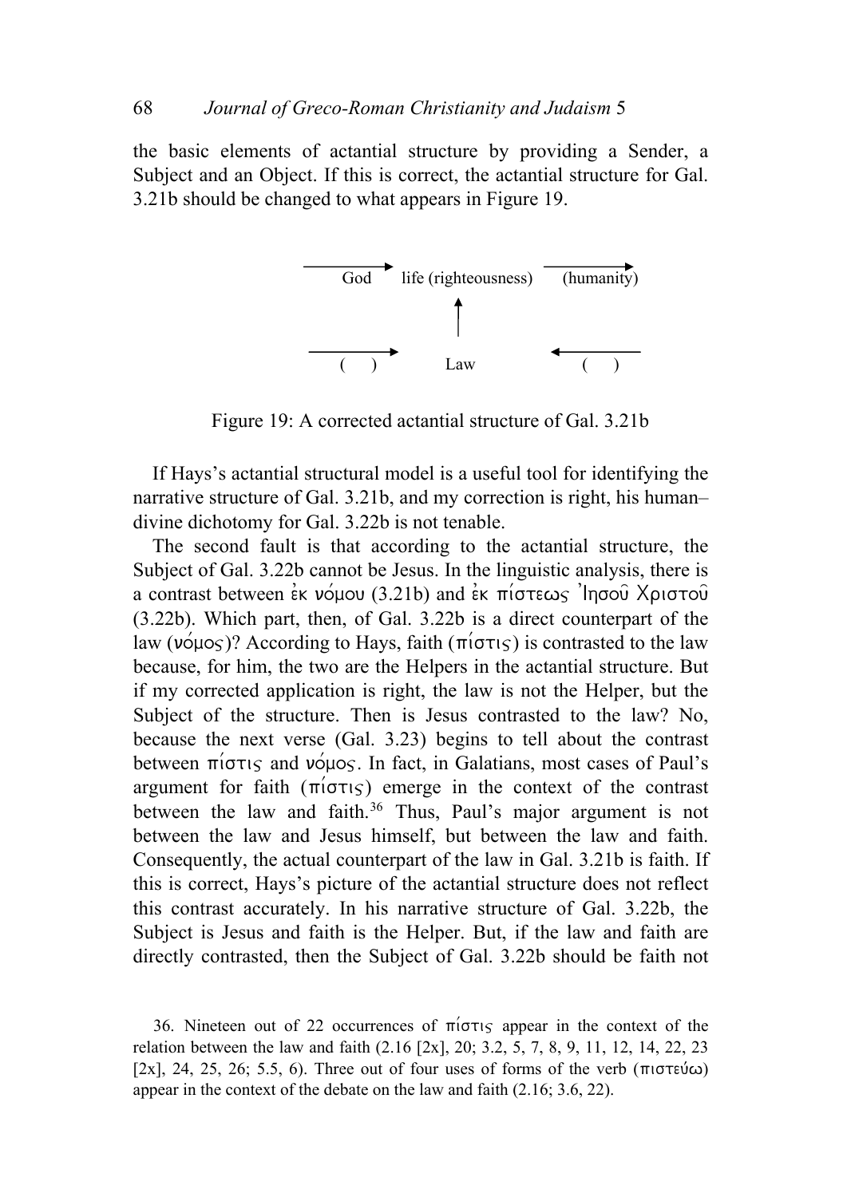the basic elements of actantial structure by providing a Sender, a Subject and an Object. If this is correct, the actantial structure for Gal. 3.21b should be changed to what appears in Figure 19.

```
     ———→ God      life (righteousness)    ———→ (humanity)
                          ↑
                          |
     ———→ (   )           Law              ←——— (   )
```

Figure 19: A corrected actantial structure of Gal. 3.21b

If Hays's actantial structural model is a useful tool for identifying the narrative structure of Gal. 3.21b, and my correction is right, his human–divine dichotomy for Gal. 3.22b is not tenable.

The second fault is that according to the actantial structure, the Subject of Gal. 3.22b cannot be Jesus. In the linguistic analysis, there is a contrast between ἐκ νόμου (3.21b) and ἐκ πίστεως Ἰησοῦ Χριστοῦ (3.22b). Which part, then, of Gal. 3.22b is a direct counterpart of the law (νόμος)? According to Hays, faith (πίστις) is contrasted to the law because, for him, the two are the Helpers in the actantial structure. But if my corrected application is right, the law is not the Helper, but the Subject of the structure. Then is Jesus contrasted to the law? No, because the next verse (Gal. 3.23) begins to tell about the contrast between πίστις and νόμος. In fact, in Galatians, most cases of Paul's argument for faith (πίστις) emerge in the context of the contrast between the law and faith.[36] Thus, Paul's major argument is not between the law and Jesus himself, but between the law and faith. Consequently, the actual counterpart of the law in Gal. 3.21b is faith. If this is correct, Hays's picture of the actantial structure does not reflect this contrast accurately. In his narrative structure of Gal. 3.22b, the Subject is Jesus and faith is the Helper. But, if the law and faith are directly contrasted, then the Subject of Gal. 3.22b should be faith not

36. Nineteen out of 22 occurrences of πίστις appear in the context of the relation between the law and faith (2.16 [2x], 20; 3.2, 5, 7, 8, 9, 11, 12, 14, 22, 23 [2x], 24, 25, 26; 5.5, 6). Three out of four uses of forms of the verb (πιστεύω) appear in the context of the debate on the law and faith (2.16; 3.6, 22).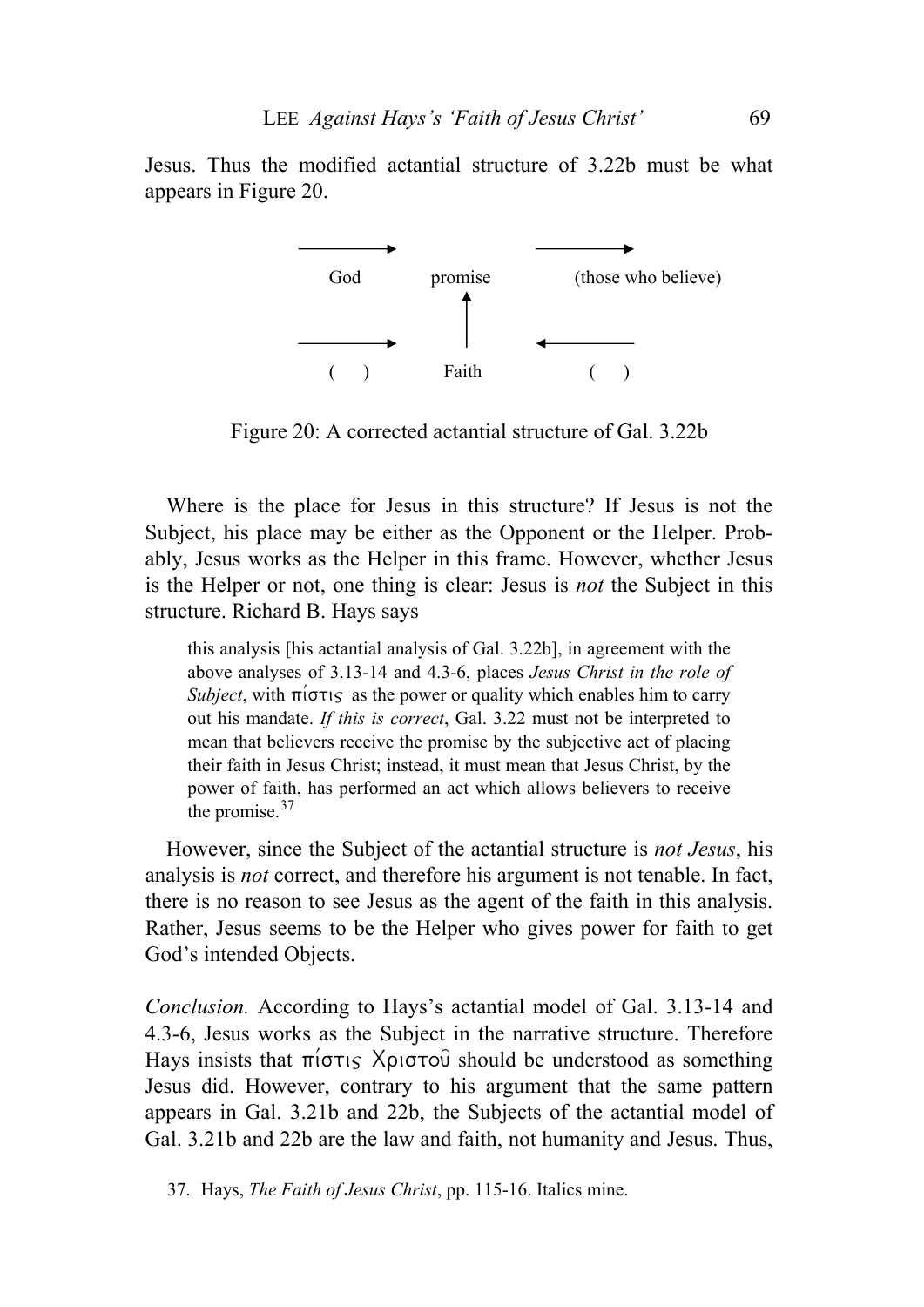Jesus. Thus the modified actantial structure of 3.22b must be what appears in Figure 20.

```
        ———————>                    ———————>
   God           promise           (those who believe)
                    ↑
                    |
        ———————>                    <———————
   (    )         Faith              (    )
```

Figure 20: A corrected actantial structure of Gal. 3.22b

Where is the place for Jesus in this structure? If Jesus is not the Subject, his place may be either as the Opponent or the Helper. Probably, Jesus works as the Helper in this frame. However, whether Jesus is the Helper or not, one thing is clear: Jesus is *not* the Subject in this structure. Richard B. Hays says

> this analysis [his actantial analysis of Gal. 3.22b], in agreement with the above analyses of 3.13-14 and 4.3-6, places *Jesus Christ in the role of Subject*, with πίστις as the power or quality which enables him to carry out his mandate. *If this is correct*, Gal. 3.22 must not be interpreted to mean that believers receive the promise by the subjective act of placing their faith in Jesus Christ; instead, it must mean that Jesus Christ, by the power of faith, has performed an act which allows believers to receive the promise.[37]

However, since the Subject of the actantial structure is *not Jesus*, his analysis is *not* correct, and therefore his argument is not tenable. In fact, there is no reason to see Jesus as the agent of the faith in this analysis. Rather, Jesus seems to be the Helper who gives power for faith to get God's intended Objects.

*Conclusion.* According to Hays's actantial model of Gal. 3.13-14 and 4.3-6, Jesus works as the Subject in the narrative structure. Therefore Hays insists that πίστις Χριστοῦ should be understood as something Jesus did. However, contrary to his argument that the same pattern appears in Gal. 3.21b and 22b, the Subjects of the actantial model of Gal. 3.21b and 22b are the law and faith, not humanity and Jesus. Thus,

37. Hays, *The Faith of Jesus Christ*, pp. 115-16. Italics mine.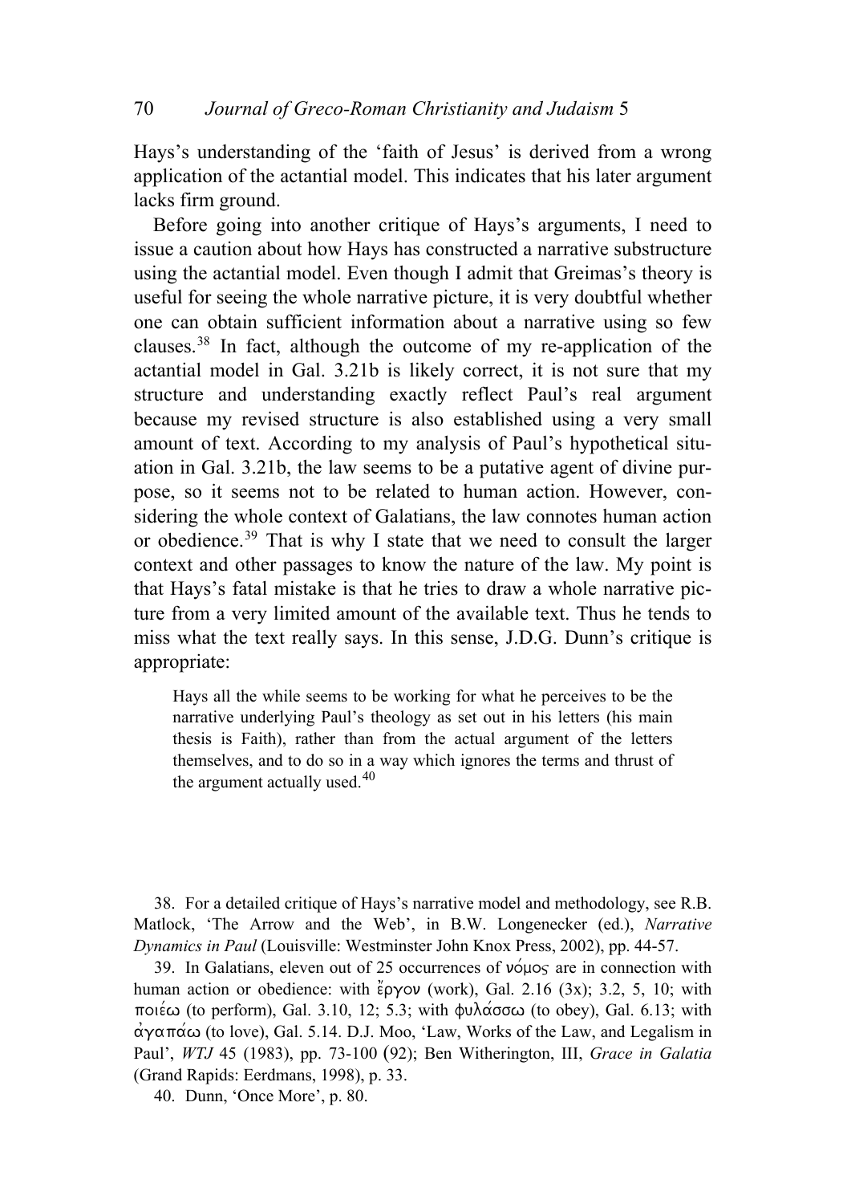Hays's understanding of the 'faith of Jesus' is derived from a wrong application of the actantial model. This indicates that his later argument lacks firm ground.

Before going into another critique of Hays's arguments, I need to issue a caution about how Hays has constructed a narrative substructure using the actantial model. Even though I admit that Greimas's theory is useful for seeing the whole narrative picture, it is very doubtful whether one can obtain sufficient information about a narrative using so few clauses.[38] In fact, although the outcome of my re-application of the actantial model in Gal. 3.21b is likely correct, it is not sure that my structure and understanding exactly reflect Paul's real argument because my revised structure is also established using a very small amount of text. According to my analysis of Paul's hypothetical situation in Gal. 3.21b, the law seems to be a putative agent of divine purpose, so it seems not to be related to human action. However, considering the whole context of Galatians, the law connotes human action or obedience.[39] That is why I state that we need to consult the larger context and other passages to know the nature of the law. My point is that Hays's fatal mistake is that he tries to draw a whole narrative picture from a very limited amount of the available text. Thus he tends to miss what the text really says. In this sense, J.D.G. Dunn's critique is appropriate:

> Hays all the while seems to be working for what he perceives to be the narrative underlying Paul's theology as set out in his letters (his main thesis is Faith), rather than from the actual argument of the letters themselves, and to do so in a way which ignores the terms and thrust of the argument actually used.[40]

38. For a detailed critique of Hays's narrative model and methodology, see R.B. Matlock, 'The Arrow and the Web', in B.W. Longenecker (ed.), *Narrative Dynamics in Paul* (Louisville: Westminster John Knox Press, 2002), pp. 44-57.

39. In Galatians, eleven out of 25 occurrences of νόμος are in connection with human action or obedience: with ἔργον (work), Gal. 2.16 (3x); 3.2, 5, 10; with ποιέω (to perform), Gal. 3.10, 12; 5.3; with φυλάσσω (to obey), Gal. 6.13; with ἀγαπάω (to love), Gal. 5.14. D.J. Moo, 'Law, Works of the Law, and Legalism in Paul', *WTJ* 45 (1983), pp. 73-100 (92); Ben Witherington, III, *Grace in Galatia* (Grand Rapids: Eerdmans, 1998), p. 33.

40. Dunn, 'Once More', p. 80.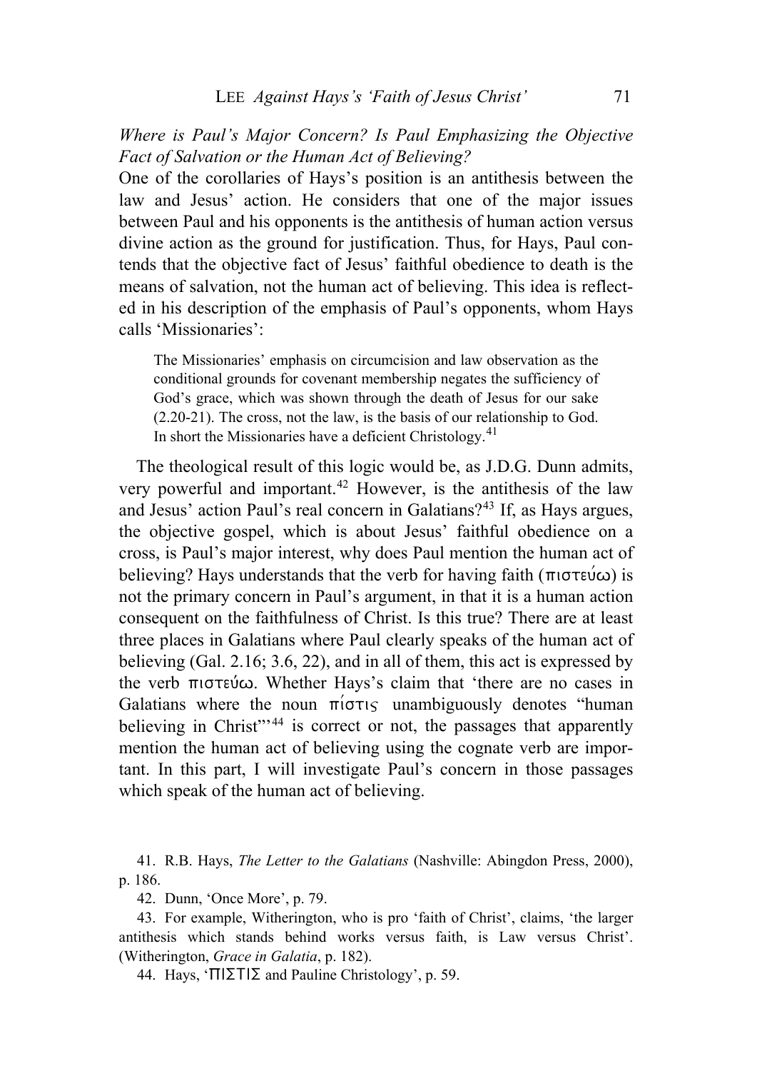*Where is Paul's Major Concern? Is Paul Emphasizing the Objective Fact of Salvation or the Human Act of Believing?*

One of the corollaries of Hays's position is an antithesis between the law and Jesus' action. He considers that one of the major issues between Paul and his opponents is the antithesis of human action versus divine action as the ground for justification. Thus, for Hays, Paul contends that the objective fact of Jesus' faithful obedience to death is the means of salvation, not the human act of believing. This idea is reflected in his description of the emphasis of Paul's opponents, whom Hays calls 'Missionaries':

> The Missionaries' emphasis on circumcision and law observation as the conditional grounds for covenant membership negates the sufficiency of God's grace, which was shown through the death of Jesus for our sake (2.20-21). The cross, not the law, is the basis of our relationship to God. In short the Missionaries have a deficient Christology.[41]

The theological result of this logic would be, as J.D.G. Dunn admits, very powerful and important.[42] However, is the antithesis of the law and Jesus' action Paul's real concern in Galatians?[43] If, as Hays argues, the objective gospel, which is about Jesus' faithful obedience on a cross, is Paul's major interest, why does Paul mention the human act of believing? Hays understands that the verb for having faith (πιστεύω) is not the primary concern in Paul's argument, in that it is a human action consequent on the faithfulness of Christ. Is this true? There are at least three places in Galatians where Paul clearly speaks of the human act of believing (Gal. 2.16; 3.6, 22), and in all of them, this act is expressed by the verb πιστεύω. Whether Hays's claim that 'there are no cases in Galatians where the noun πίστις unambiguously denotes "human believing in Christ"'[44] is correct or not, the passages that apparently mention the human act of believing using the cognate verb are important. In this part, I will investigate Paul's concern in those passages which speak of the human act of believing.

41. R.B. Hays, *The Letter to the Galatians* (Nashville: Abingdon Press, 2000), p. 186.

42. Dunn, 'Once More', p. 79.

43. For example, Witherington, who is pro 'faith of Christ', claims, 'the larger antithesis which stands behind works versus faith, is Law versus Christ'. (Witherington, *Grace in Galatia*, p. 182).

44. Hays, 'ΠΙΣΤΙΣ and Pauline Christology', p. 59.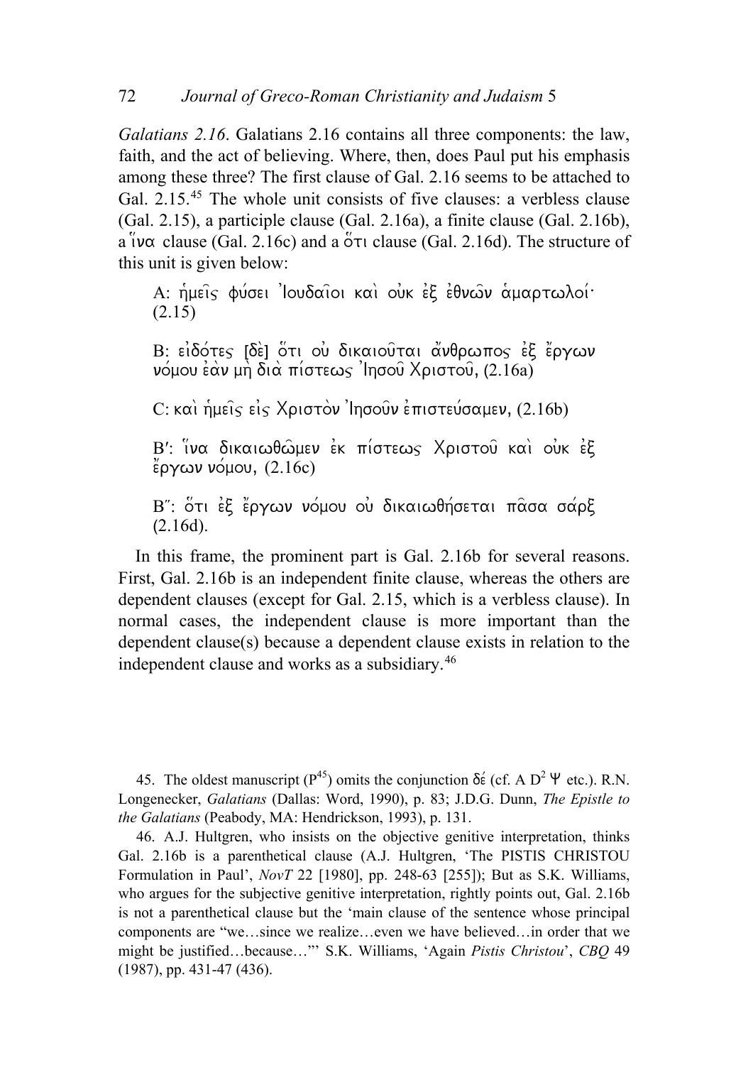*Galatians 2.16*. Galatians 2.16 contains all three components: the law, faith, and the act of believing. Where, then, does Paul put his emphasis among these three? The first clause of Gal. 2.16 seems to be attached to Gal. 2.15.[45] The whole unit consists of five clauses: a verbless clause (Gal. 2.15), a participle clause (Gal. 2.16a), a finite clause (Gal. 2.16b), a ἵνα clause (Gal. 2.16c) and a ὅτι clause (Gal. 2.16d). The structure of this unit is given below:

> A: ἡμεῖς φύσει Ἰουδαῖοι καὶ οὐκ ἐξ ἐθνῶν ἁμαρτωλοί· (2.15)
>
> B: εἰδότες [δὲ] ὅτι οὐ δικαιοῦται ἄνθρωπος ἐξ ἔργων νόμου ἐὰν μὴ διὰ πίστεως Ἰησοῦ Χριστοῦ, (2.16a)
>
> C: καὶ ἡμεῖς εἰς Χριστὸν Ἰησοῦν ἐπιστεύσαμεν, (2.16b)
>
> B′: ἵνα δικαιωθῶμεν ἐκ πίστεως Χριστοῦ καὶ οὐκ ἐξ ἔργων νόμου, (2.16c)
>
> B″: ὅτι ἐξ ἔργων νόμου οὐ δικαιωθήσεται πᾶσα σάρξ (2.16d).

In this frame, the prominent part is Gal. 2.16b for several reasons. First, Gal. 2.16b is an independent finite clause, whereas the others are dependent clauses (except for Gal. 2.15, which is a verbless clause). In normal cases, the independent clause is more important than the dependent clause(s) because a dependent clause exists in relation to the independent clause and works as a subsidiary.[46]

---

45. The oldest manuscript ($P^{45}$) omits the conjunction δέ (cf. A $D^2$ Ψ etc.). R.N. Longenecker, *Galatians* (Dallas: Word, 1990), p. 83; J.D.G. Dunn, *The Epistle to the Galatians* (Peabody, MA: Hendrickson, 1993), p. 131.

46. A.J. Hultgren, who insists on the objective genitive interpretation, thinks Gal. 2.16b is a parenthetical clause (A.J. Hultgren, 'The PISTIS CHRISTOU Formulation in Paul', *NovT* 22 [1980], pp. 248-63 [255]); But as S.K. Williams, who argues for the subjective genitive interpretation, rightly points out, Gal. 2.16b is not a parenthetical clause but the 'main clause of the sentence whose principal components are "we…since we realize…even we have believed…in order that we might be justified…because…"' S.K. Williams, 'Again *Pistis Christou*', *CBQ* 49 (1987), pp. 431-47 (436).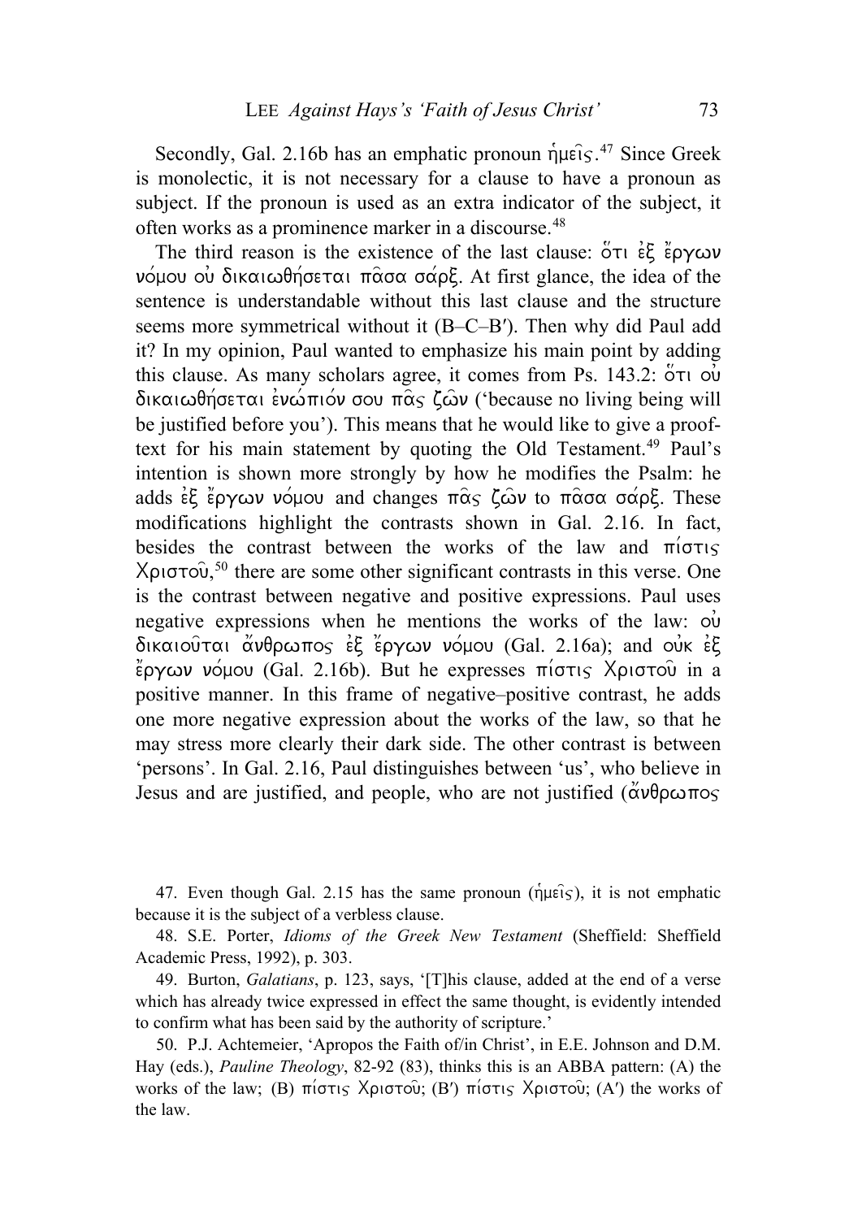Secondly, Gal. 2.16b has an emphatic pronoun ἡμεῖς.[47] Since Greek is monolectic, it is not necessary for a clause to have a pronoun as subject. If the pronoun is used as an extra indicator of the subject, it often works as a prominence marker in a discourse.[48]

The third reason is the existence of the last clause: ὅτι ἐξ ἔργων νόμου οὐ δικαιωθήσεται πᾶσα σάρξ. At first glance, the idea of the sentence is understandable without this last clause and the structure seems more symmetrical without it (B–C–B′). Then why did Paul add it? In my opinion, Paul wanted to emphasize his main point by adding this clause. As many scholars agree, it comes from Ps. 143.2: ὅτι οὐ δικαιωθήσεται ἐνώπιόν σου πᾶς ζῶν ('because no living being will be justified before you'). This means that he would like to give a proof-text for his main statement by quoting the Old Testament.[49] Paul's intention is shown more strongly by how he modifies the Psalm: he adds ἐξ ἔργων νόμου and changes πᾶς ζῶν to πᾶσα σάρξ. These modifications highlight the contrasts shown in Gal. 2.16. In fact, besides the contrast between the works of the law and πίστις Χριστοῦ,[50] there are some other significant contrasts in this verse. One is the contrast between negative and positive expressions. Paul uses negative expressions when he mentions the works of the law: οὐ δικαιοῦται ἄνθρωπος ἐξ ἔργων νόμου (Gal. 2.16a); and οὐκ ἐξ ἔργων νόμου (Gal. 2.16b). But he expresses πίστις Χριστοῦ in a positive manner. In this frame of negative–positive contrast, he adds one more negative expression about the works of the law, so that he may stress more clearly their dark side. The other contrast is between 'persons'. In Gal. 2.16, Paul distinguishes between 'us', who believe in Jesus and are justified, and people, who are not justified (ἄνθρωπος

47. Even though Gal. 2.15 has the same pronoun (ἡμεῖς), it is not emphatic because it is the subject of a verbless clause.

48. S.E. Porter, *Idioms of the Greek New Testament* (Sheffield: Sheffield Academic Press, 1992), p. 303.

49. Burton, *Galatians*, p. 123, says, '[T]his clause, added at the end of a verse which has already twice expressed in effect the same thought, is evidently intended to confirm what has been said by the authority of scripture.'

50. P.J. Achtemeier, 'Apropos the Faith of/in Christ', in E.E. Johnson and D.M. Hay (eds.), *Pauline Theology*, 82-92 (83), thinks this is an ABBA pattern: (A) the works of the law; (B) πίστις Χριστοῦ; (B′) πίστις Χριστοῦ; (A′) the works of the law.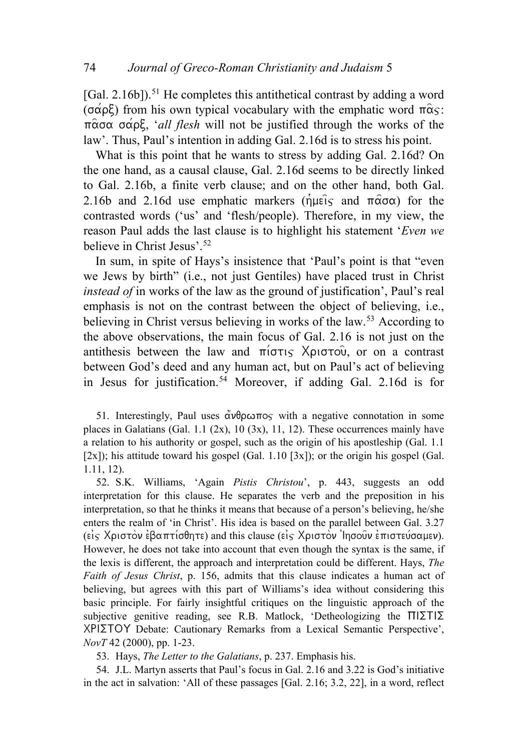[Gal. 2.16b]).[51] He completes this antithetical contrast by adding a word (σάρξ) from his own typical vocabulary with the emphatic word πᾶς: πᾶσα σάρξ, '*all flesh* will not be justified through the works of the law'. Thus, Paul's intention in adding Gal. 2.16d is to stress his point.

What is this point that he wants to stress by adding Gal. 2.16d? On the one hand, as a causal clause, Gal. 2.16d seems to be directly linked to Gal. 2.16b, a finite verb clause; and on the other hand, both Gal. 2.16b and 2.16d use emphatic markers (ἡμεῖς and πᾶσα) for the contrasted words ('us' and 'flesh/people). Therefore, in my view, the reason Paul adds the last clause is to highlight his statement '*Even we* believe in Christ Jesus'.[52]

In sum, in spite of Hays's insistence that 'Paul's point is that "even we Jews by birth" (i.e., not just Gentiles) have placed trust in Christ *instead of* in works of the law as the ground of justification', Paul's real emphasis is not on the contrast between the object of believing, i.e., believing in Christ versus believing in works of the law.[53] According to the above observations, the main focus of Gal. 2.16 is not just on the antithesis between the law and πίστις Χριστοῦ, or on a contrast between God's deed and any human act, but on Paul's act of believing in Jesus for justification.[54] Moreover, if adding Gal. 2.16d is for

51. Interestingly, Paul uses ἄνθρωπος with a negative connotation in some places in Galatians (Gal. 1.1 (2x), 10 (3x), 11, 12). These occurrences mainly have a relation to his authority or gospel, such as the origin of his apostleship (Gal. 1.1 [2x]); his attitude toward his gospel (Gal. 1.10 [3x]); or the origin his gospel (Gal. 1.11, 12).

52. S.K. Williams, 'Again *Pistis Christou*', p. 443, suggests an odd interpretation for this clause. He separates the verb and the preposition in his interpretation, so that he thinks it means that because of a person's believing, he/she enters the realm of 'in Christ'. His idea is based on the parallel between Gal. 3.27 (εἰς Χριστὸν ἐβαπτίσθητε) and this clause (εἰς Χριστὸν Ἰησοῦν ἐπιστεύσαμεν). However, he does not take into account that even though the syntax is the same, if the lexis is different, the approach and interpretation could be different. Hays, *The Faith of Jesus Christ*, p. 156, admits that this clause indicates a human act of believing, but agrees with this part of Williams's idea without considering this basic principle. For fairly insightful critiques on the linguistic approach of the subjective genitive reading, see R.B. Matlock, 'Detheologizing the ΠΙΣΤΙΣ ΧΡΙΣΤΟΥ Debate: Cautionary Remarks from a Lexical Semantic Perspective', *NovT* 42 (2000), pp. 1-23.

53. Hays, *The Letter to the Galatians*, p. 237. Emphasis his.

54. J.L. Martyn asserts that Paul's focus in Gal. 2.16 and 3.22 is God's initiative in the act in salvation: 'All of these passages [Gal. 2.16; 3.2, 22], in a word, reflect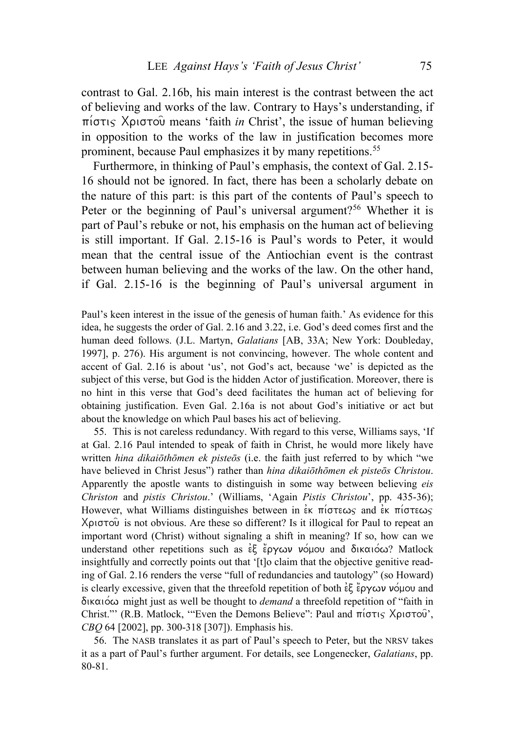contrast to Gal. 2.16b, his main interest is the contrast between the act of believing and works of the law. Contrary to Hays's understanding, if πίστις Χριστοῦ means 'faith *in* Christ', the issue of human believing in opposition to the works of the law in justification becomes more prominent, because Paul emphasizes it by many repetitions.[55]

Furthermore, in thinking of Paul's emphasis, the context of Gal. 2.15-16 should not be ignored. In fact, there has been a scholarly debate on the nature of this part: is this part of the contents of Paul's speech to Peter or the beginning of Paul's universal argument?[56] Whether it is part of Paul's rebuke or not, his emphasis on the human act of believing is still important. If Gal. 2.15-16 is Paul's words to Peter, it would mean that the central issue of the Antiochian event is the contrast between human believing and the works of the law. On the other hand, if Gal. 2.15-16 is the beginning of Paul's universal argument in

Paul's keen interest in the issue of the genesis of human faith.' As evidence for this idea, he suggests the order of Gal. 2.16 and 3.22, i.e. God's deed comes first and the human deed follows. (J.L. Martyn, *Galatians* [AB, 33A; New York: Doubleday, 1997], p. 276). His argument is not convincing, however. The whole content and accent of Gal. 2.16 is about 'us', not God's act, because 'we' is depicted as the subject of this verse, but God is the hidden Actor of justification. Moreover, there is no hint in this verse that God's deed facilitates the human act of believing for obtaining justification. Even Gal. 2.16a is not about God's initiative or act but about the knowledge on which Paul bases his act of believing.

55. This is not careless redundancy. With regard to this verse, Williams says, 'If at Gal. 2.16 Paul intended to speak of faith in Christ, he would more likely have written *hina dikaiōthōmen ek pisteōs* (i.e. the faith just referred to by which "we have believed in Christ Jesus") rather than *hina dikaiōthōmen ek pisteōs Christou*. Apparently the apostle wants to distinguish in some way between believing *eis Christon* and *pistis Christou*.' (Williams, 'Again *Pistis Christou*', pp. 435-36); However, what Williams distinguishes between in ἐκ πίστεως and ἐκ πίστεως Χριστοῦ is not obvious. Are these so different? Is it illogical for Paul to repeat an important word (Christ) without signaling a shift in meaning? If so, how can we understand other repetitions such as ἐξ ἔργων νόμου and δικαιόω? Matlock insightfully and correctly points out that '[t]o claim that the objective genitive reading of Gal. 2.16 renders the verse "full of redundancies and tautology" (so Howard) is clearly excessive, given that the threefold repetition of both ἐξ ἔργων νόμου and δικαιόω might just as well be thought to *demand* a threefold repetition of "faith in Christ."' (R.B. Matlock, '"Even the Demons Believe": Paul and πίστις Χριστοῦ', *CBQ* 64 [2002], pp. 300-318 [307]). Emphasis his.

56. The NASB translates it as part of Paul's speech to Peter, but the NRSV takes it as a part of Paul's further argument. For details, see Longenecker, *Galatians*, pp. 80-81.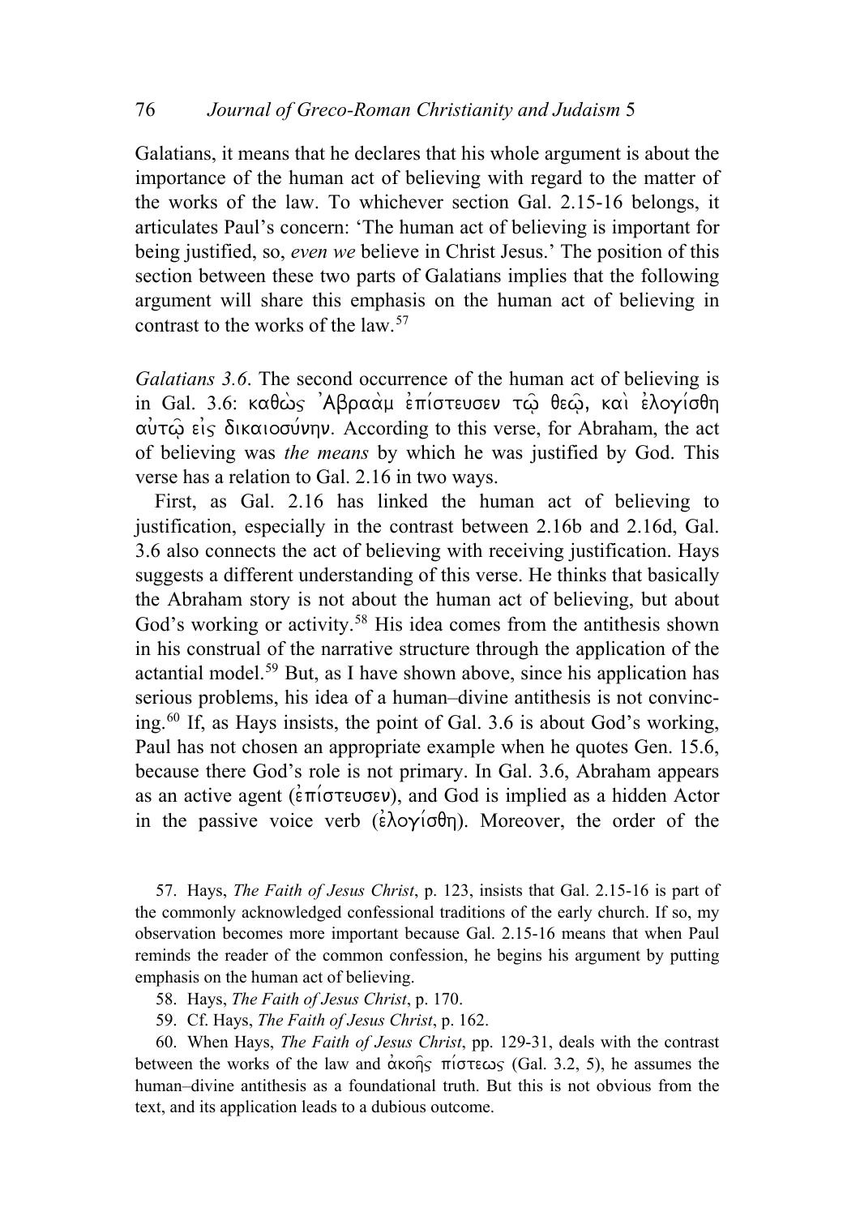Galatians, it means that he declares that his whole argument is about the importance of the human act of believing with regard to the matter of the works of the law. To whichever section Gal. 2.15-16 belongs, it articulates Paul's concern: 'The human act of believing is important for being justified, so, *even we* believe in Christ Jesus.' The position of this section between these two parts of Galatians implies that the following argument will share this emphasis on the human act of believing in contrast to the works of the law.[57]

*Galatians 3.6*. The second occurrence of the human act of believing is in Gal. 3.6: καθὼς Ἀβραὰμ ἐπίστευσεν τῷ θεῷ, καὶ ἐλογίσθη αὐτῷ εἰς δικαιοσύνην. According to this verse, for Abraham, the act of believing was *the means* by which he was justified by God. This verse has a relation to Gal. 2.16 in two ways.

First, as Gal. 2.16 has linked the human act of believing to justification, especially in the contrast between 2.16b and 2.16d, Gal. 3.6 also connects the act of believing with receiving justification. Hays suggests a different understanding of this verse. He thinks that basically the Abraham story is not about the human act of believing, but about God's working or activity.[58] His idea comes from the antithesis shown in his construal of the narrative structure through the application of the actantial model.[59] But, as I have shown above, since his application has serious problems, his idea of a human–divine antithesis is not convincing.[60] If, as Hays insists, the point of Gal. 3.6 is about God's working, Paul has not chosen an appropriate example when he quotes Gen. 15.6, because there God's role is not primary. In Gal. 3.6, Abraham appears as an active agent (ἐπίστευσεν), and God is implied as a hidden Actor in the passive voice verb (ἐλογίσθη). Moreover, the order of the

57. Hays, *The Faith of Jesus Christ*, p. 123, insists that Gal. 2.15-16 is part of the commonly acknowledged confessional traditions of the early church. If so, my observation becomes more important because Gal. 2.15-16 means that when Paul reminds the reader of the common confession, he begins his argument by putting emphasis on the human act of believing.

58. Hays, *The Faith of Jesus Christ*, p. 170.

59. Cf. Hays, *The Faith of Jesus Christ*, p. 162.

60. When Hays, *The Faith of Jesus Christ*, pp. 129-31, deals with the contrast between the works of the law and ἀκοῆς πίστεως (Gal. 3.2, 5), he assumes the human–divine antithesis as a foundational truth. But this is not obvious from the text, and its application leads to a dubious outcome.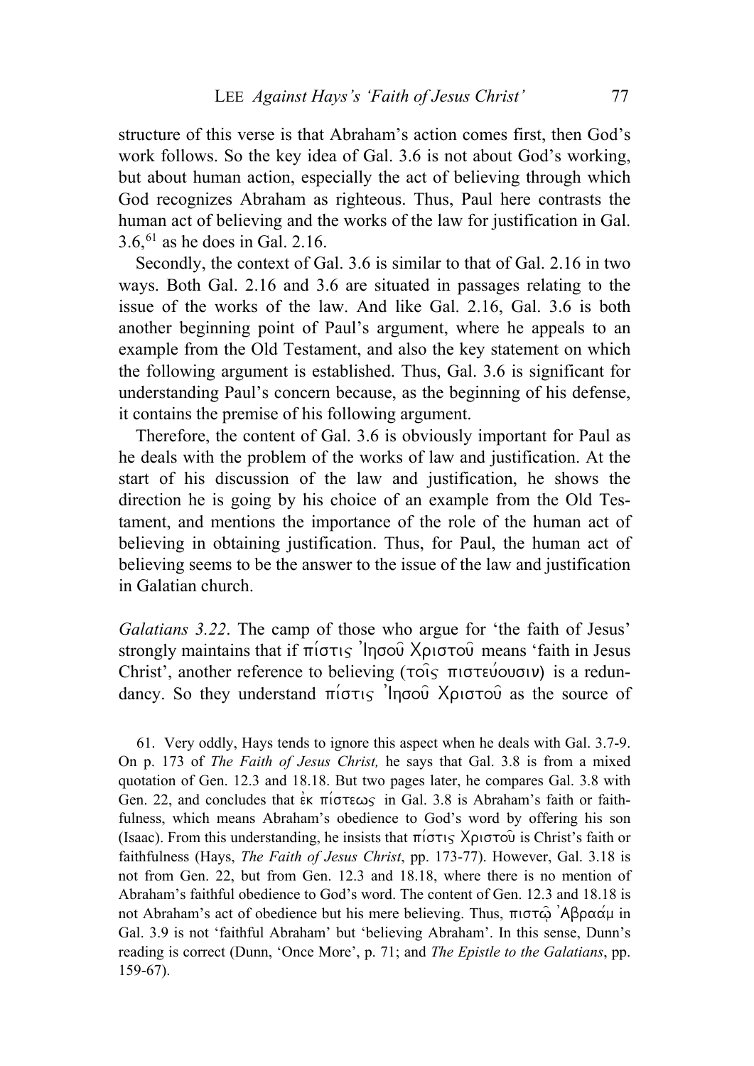structure of this verse is that Abraham's action comes first, then God's work follows. So the key idea of Gal. 3.6 is not about God's working, but about human action, especially the act of believing through which God recognizes Abraham as righteous. Thus, Paul here contrasts the human act of believing and the works of the law for justification in Gal. 3.6,[61] as he does in Gal. 2.16.

Secondly, the context of Gal. 3.6 is similar to that of Gal. 2.16 in two ways. Both Gal. 2.16 and 3.6 are situated in passages relating to the issue of the works of the law. And like Gal. 2.16, Gal. 3.6 is both another beginning point of Paul's argument, where he appeals to an example from the Old Testament, and also the key statement on which the following argument is established. Thus, Gal. 3.6 is significant for understanding Paul's concern because, as the beginning of his defense, it contains the premise of his following argument.

Therefore, the content of Gal. 3.6 is obviously important for Paul as he deals with the problem of the works of law and justification. At the start of his discussion of the law and justification, he shows the direction he is going by his choice of an example from the Old Testament, and mentions the importance of the role of the human act of believing in obtaining justification. Thus, for Paul, the human act of believing seems to be the answer to the issue of the law and justification in Galatian church.

*Galatians 3.22*. The camp of those who argue for 'the faith of Jesus' strongly maintains that if πίστις Ἰησοῦ Χριστοῦ means 'faith in Jesus Christ', another reference to believing (τοῖς πιστεύουσιν) is a redundancy. So they understand πίστις Ἰησοῦ Χριστοῦ as the source of

61. Very oddly, Hays tends to ignore this aspect when he deals with Gal. 3.7-9. On p. 173 of *The Faith of Jesus Christ,* he says that Gal. 3.8 is from a mixed quotation of Gen. 12.3 and 18.18. But two pages later, he compares Gal. 3.8 with Gen. 22, and concludes that ἐκ πίστεως in Gal. 3.8 is Abraham's faith or faithfulness, which means Abraham's obedience to God's word by offering his son (Isaac). From this understanding, he insists that πίστις Χριστοῦ is Christ's faith or faithfulness (Hays, *The Faith of Jesus Christ*, pp. 173-77). However, Gal. 3.18 is not from Gen. 22, but from Gen. 12.3 and 18.18, where there is no mention of Abraham's faithful obedience to God's word. The content of Gen. 12.3 and 18.18 is not Abraham's act of obedience but his mere believing. Thus, πιστῷ Ἀβραάμ in Gal. 3.9 is not 'faithful Abraham' but 'believing Abraham'. In this sense, Dunn's reading is correct (Dunn, 'Once More', p. 71; and *The Epistle to the Galatians*, pp. 159-67).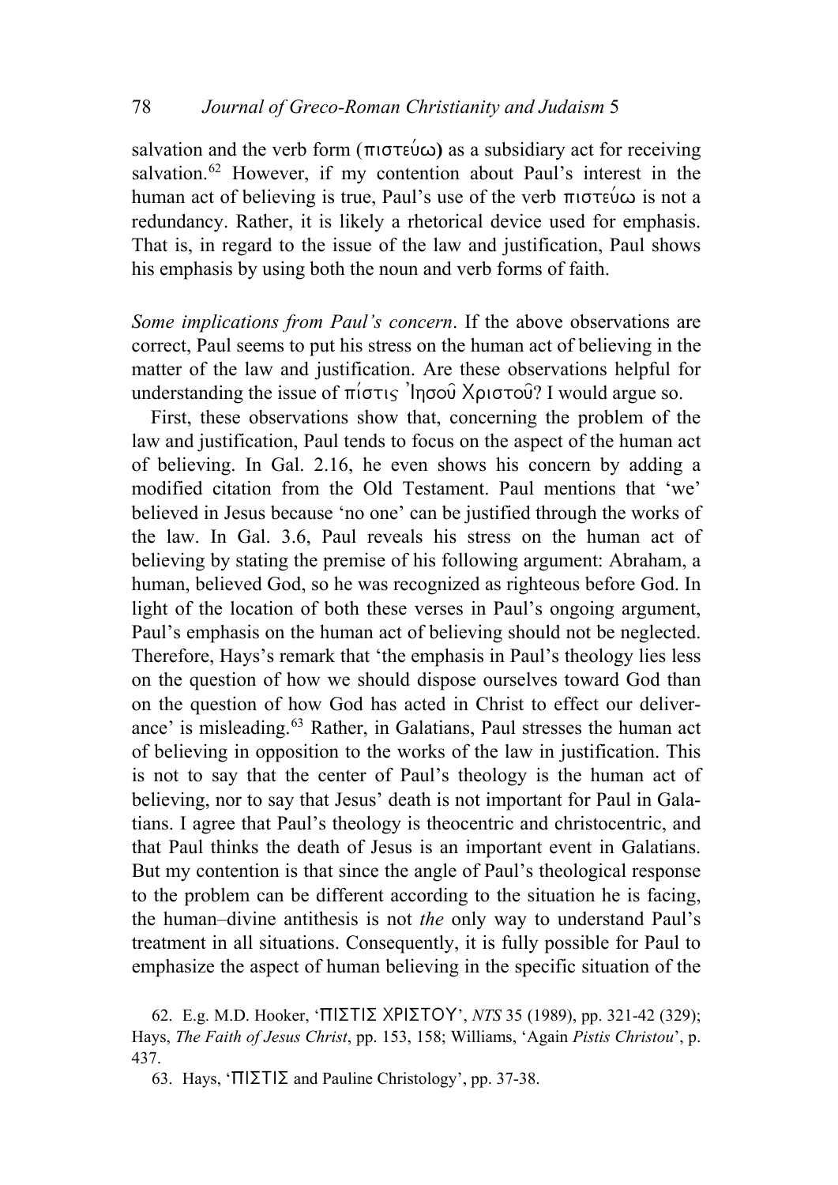salvation and the verb form (πιστεύω) as a subsidiary act for receiving salvation.[62] However, if my contention about Paul's interest in the human act of believing is true, Paul's use of the verb πιστεύω is not a redundancy. Rather, it is likely a rhetorical device used for emphasis. That is, in regard to the issue of the law and justification, Paul shows his emphasis by using both the noun and verb forms of faith.

*Some implications from Paul's concern*. If the above observations are correct, Paul seems to put his stress on the human act of believing in the matter of the law and justification. Are these observations helpful for understanding the issue of πίστις Ἰησοῦ Χριστοῦ? I would argue so.

First, these observations show that, concerning the problem of the law and justification, Paul tends to focus on the aspect of the human act of believing. In Gal. 2.16, he even shows his concern by adding a modified citation from the Old Testament. Paul mentions that 'we' believed in Jesus because 'no one' can be justified through the works of the law. In Gal. 3.6, Paul reveals his stress on the human act of believing by stating the premise of his following argument: Abraham, a human, believed God, so he was recognized as righteous before God. In light of the location of both these verses in Paul's ongoing argument, Paul's emphasis on the human act of believing should not be neglected. Therefore, Hays's remark that 'the emphasis in Paul's theology lies less on the question of how we should dispose ourselves toward God than on the question of how God has acted in Christ to effect our deliverance' is misleading.[63] Rather, in Galatians, Paul stresses the human act of believing in opposition to the works of the law in justification. This is not to say that the center of Paul's theology is the human act of believing, nor to say that Jesus' death is not important for Paul in Galatians. I agree that Paul's theology is theocentric and christocentric, and that Paul thinks the death of Jesus is an important event in Galatians. But my contention is that since the angle of Paul's theological response to the problem can be different according to the situation he is facing, the human–divine antithesis is not *the* only way to understand Paul's treatment in all situations. Consequently, it is fully possible for Paul to emphasize the aspect of human believing in the specific situation of the

62. E.g. M.D. Hooker, 'ΠΙΣΤΙΣ ΧΡΙΣΤΟΥ', *NTS* 35 (1989), pp. 321-42 (329); Hays, *The Faith of Jesus Christ*, pp. 153, 158; Williams, 'Again *Pistis Christou*', p. 437.

63. Hays, 'ΠΙΣΤΙΣ and Pauline Christology', pp. 37-38.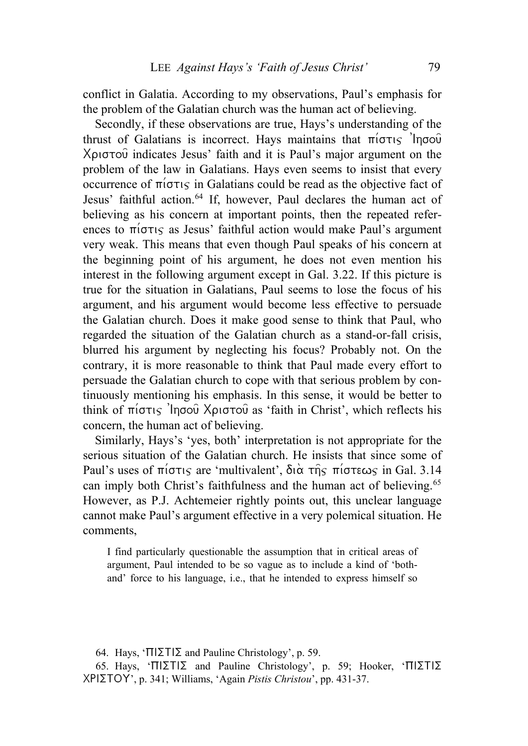conflict in Galatia. According to my observations, Paul's emphasis for the problem of the Galatian church was the human act of believing.

Secondly, if these observations are true, Hays's understanding of the thrust of Galatians is incorrect. Hays maintains that πίστις Ἰησοῦ Χριστοῦ indicates Jesus' faith and it is Paul's major argument on the problem of the law in Galatians. Hays even seems to insist that every occurrence of πίστις in Galatians could be read as the objective fact of Jesus' faithful action.[64] If, however, Paul declares the human act of believing as his concern at important points, then the repeated references to πίστις as Jesus' faithful action would make Paul's argument very weak. This means that even though Paul speaks of his concern at the beginning point of his argument, he does not even mention his interest in the following argument except in Gal. 3.22. If this picture is true for the situation in Galatians, Paul seems to lose the focus of his argument, and his argument would become less effective to persuade the Galatian church. Does it make good sense to think that Paul, who regarded the situation of the Galatian church as a stand-or-fall crisis, blurred his argument by neglecting his focus? Probably not. On the contrary, it is more reasonable to think that Paul made every effort to persuade the Galatian church to cope with that serious problem by continuously mentioning his emphasis. In this sense, it would be better to think of πίστις Ἰησοῦ Χριστοῦ as 'faith in Christ', which reflects his concern, the human act of believing.

Similarly, Hays's 'yes, both' interpretation is not appropriate for the serious situation of the Galatian church. He insists that since some of Paul's uses of πίστις are 'multivalent', διὰ τῆς πίστεως in Gal. 3.14 can imply both Christ's faithfulness and the human act of believing.[65] However, as P.J. Achtemeier rightly points out, this unclear language cannot make Paul's argument effective in a very polemical situation. He comments,

> I find particularly questionable the assumption that in critical areas of argument, Paul intended to be so vague as to include a kind of 'both-and' force to his language, i.e., that he intended to express himself so

64. Hays, 'ΠΙΣΤΙΣ and Pauline Christology', p. 59.

65. Hays, 'ΠΙΣΤΙΣ and Pauline Christology', p. 59; Hooker, 'ΠΙΣΤΙΣ ΧΡΙΣΤΟΥ', p. 341; Williams, 'Again *Pistis Christou*', pp. 431-37.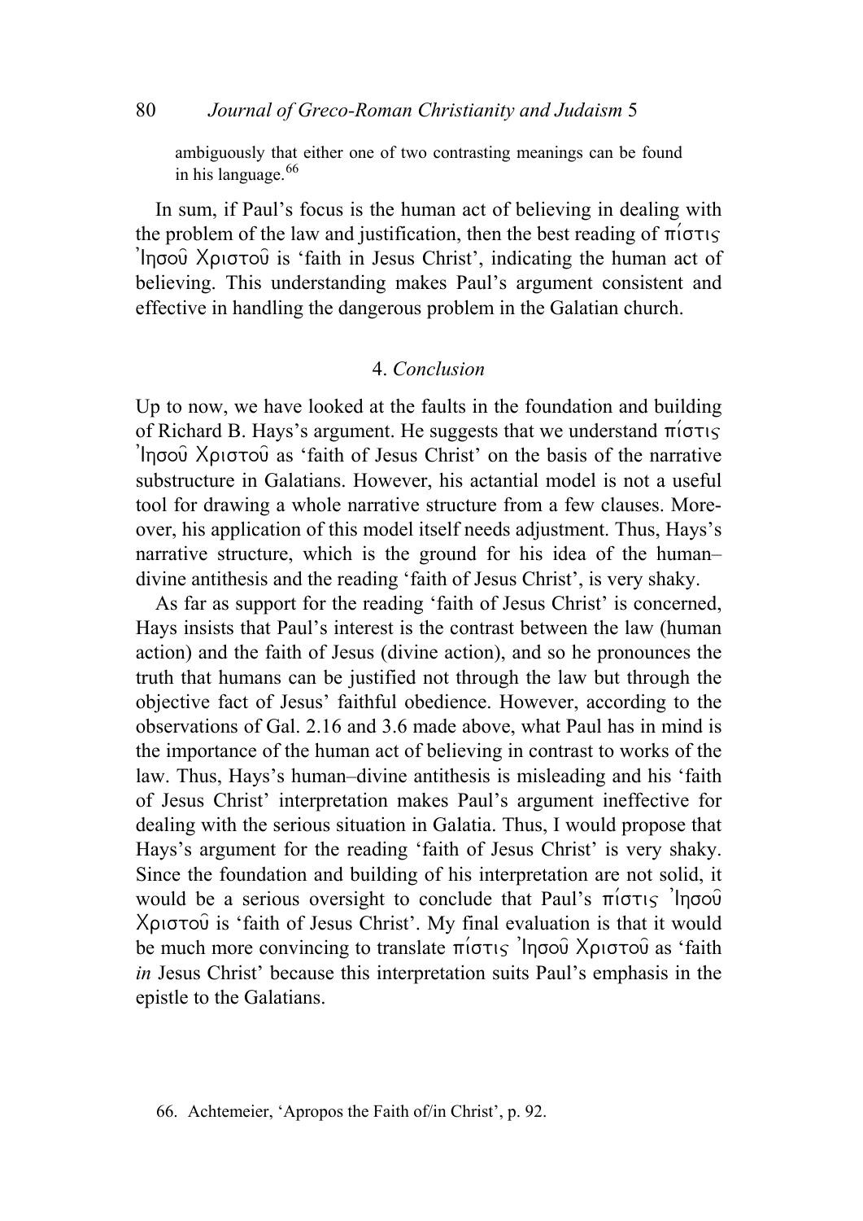ambiguously that either one of two contrasting meanings can be found in his language.[66]

In sum, if Paul's focus is the human act of believing in dealing with the problem of the law and justification, then the best reading of πίστις Ἰησοῦ Χριστοῦ is 'faith in Jesus Christ', indicating the human act of believing. This understanding makes Paul's argument consistent and effective in handling the dangerous problem in the Galatian church.

## 4. *Conclusion*

Up to now, we have looked at the faults in the foundation and building of Richard B. Hays's argument. He suggests that we understand πίστις Ἰησοῦ Χριστοῦ as 'faith of Jesus Christ' on the basis of the narrative substructure in Galatians. However, his actantial model is not a useful tool for drawing a whole narrative structure from a few clauses. Moreover, his application of this model itself needs adjustment. Thus, Hays's narrative structure, which is the ground for his idea of the human–divine antithesis and the reading 'faith of Jesus Christ', is very shaky.

As far as support for the reading 'faith of Jesus Christ' is concerned, Hays insists that Paul's interest is the contrast between the law (human action) and the faith of Jesus (divine action), and so he pronounces the truth that humans can be justified not through the law but through the objective fact of Jesus' faithful obedience. However, according to the observations of Gal. 2.16 and 3.6 made above, what Paul has in mind is the importance of the human act of believing in contrast to works of the law. Thus, Hays's human–divine antithesis is misleading and his 'faith of Jesus Christ' interpretation makes Paul's argument ineffective for dealing with the serious situation in Galatia. Thus, I would propose that Hays's argument for the reading 'faith of Jesus Christ' is very shaky. Since the foundation and building of his interpretation are not solid, it would be a serious oversight to conclude that Paul's πίστις Ἰησοῦ Χριστοῦ is 'faith of Jesus Christ'. My final evaluation is that it would be much more convincing to translate πίστις Ἰησοῦ Χριστοῦ as 'faith *in* Jesus Christ' because this interpretation suits Paul's emphasis in the epistle to the Galatians.

66. Achtemeier, 'Apropos the Faith of/in Christ', p. 92.